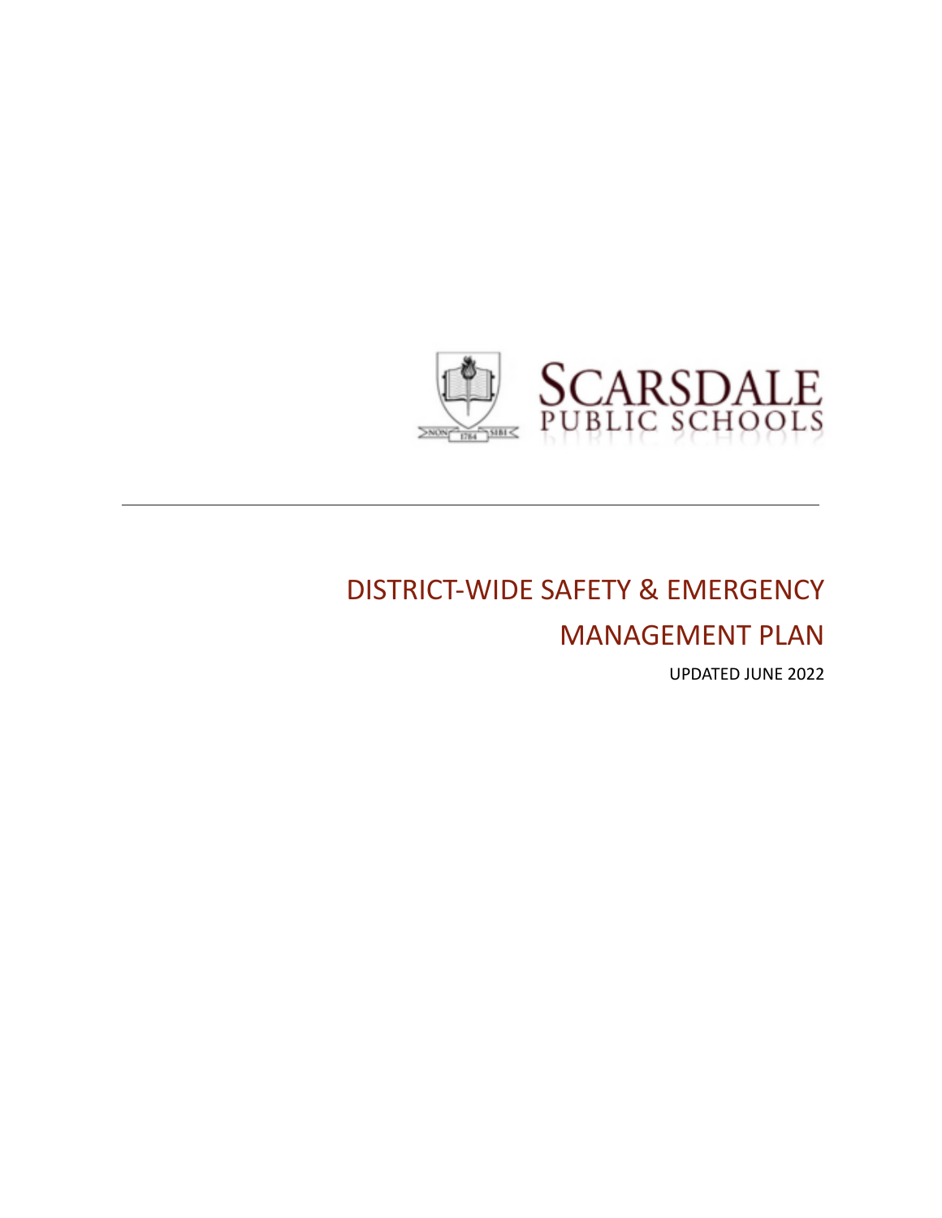SCARSDALE PUBLIC SCHOOLS

# DISTRICT-WIDE SAFETY & EMERGENCY MANAGEMENT PLAN

UPDATED JUNE 2022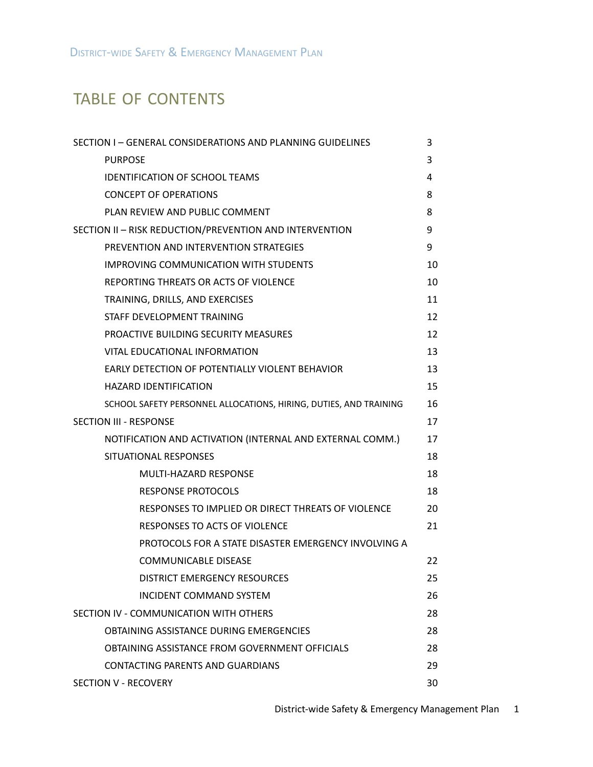# TABLE OF CONTENTS

| | |
|---|---|
| SECTION I – GENERAL CONSIDERATIONS AND PLANNING GUIDELINES | 3 |
| PURPOSE | 3 |
| IDENTIFICATION OF SCHOOL TEAMS | 4 |
| CONCEPT OF OPERATIONS | 8 |
| PLAN REVIEW AND PUBLIC COMMENT | 8 |
| SECTION II – RISK REDUCTION/PREVENTION AND INTERVENTION | 9 |
| PREVENTION AND INTERVENTION STRATEGIES | 9 |
| IMPROVING COMMUNICATION WITH STUDENTS | 10 |
| REPORTING THREATS OR ACTS OF VIOLENCE | 10 |
| TRAINING, DRILLS, AND EXERCISES | 11 |
| STAFF DEVELOPMENT TRAINING | 12 |
| PROACTIVE BUILDING SECURITY MEASURES | 12 |
| VITAL EDUCATIONAL INFORMATION | 13 |
| EARLY DETECTION OF POTENTIALLY VIOLENT BEHAVIOR | 13 |
| HAZARD IDENTIFICATION | 15 |
| SCHOOL SAFETY PERSONNEL ALLOCATIONS, HIRING, DUTIES, AND TRAINING | 16 |
| SECTION III - RESPONSE | 17 |
| NOTIFICATION AND ACTIVATION (INTERNAL AND EXTERNAL COMM.) | 17 |
| SITUATIONAL RESPONSES | 18 |
| MULTI-HAZARD RESPONSE | 18 |
| RESPONSE PROTOCOLS | 18 |
| RESPONSES TO IMPLIED OR DIRECT THREATS OF VIOLENCE | 20 |
| RESPONSES TO ACTS OF VIOLENCE | 21 |
| PROTOCOLS FOR A STATE DISASTER EMERGENCY INVOLVING A COMMUNICABLE DISEASE | 22 |
| DISTRICT EMERGENCY RESOURCES | 25 |
| INCIDENT COMMAND SYSTEM | 26 |
| SECTION IV - COMMUNICATION WITH OTHERS | 28 |
| OBTAINING ASSISTANCE DURING EMERGENCIES | 28 |
| OBTAINING ASSISTANCE FROM GOVERNMENT OFFICIALS | 28 |
| CONTACTING PARENTS AND GUARDIANS | 29 |
| SECTION V - RECOVERY | 30 |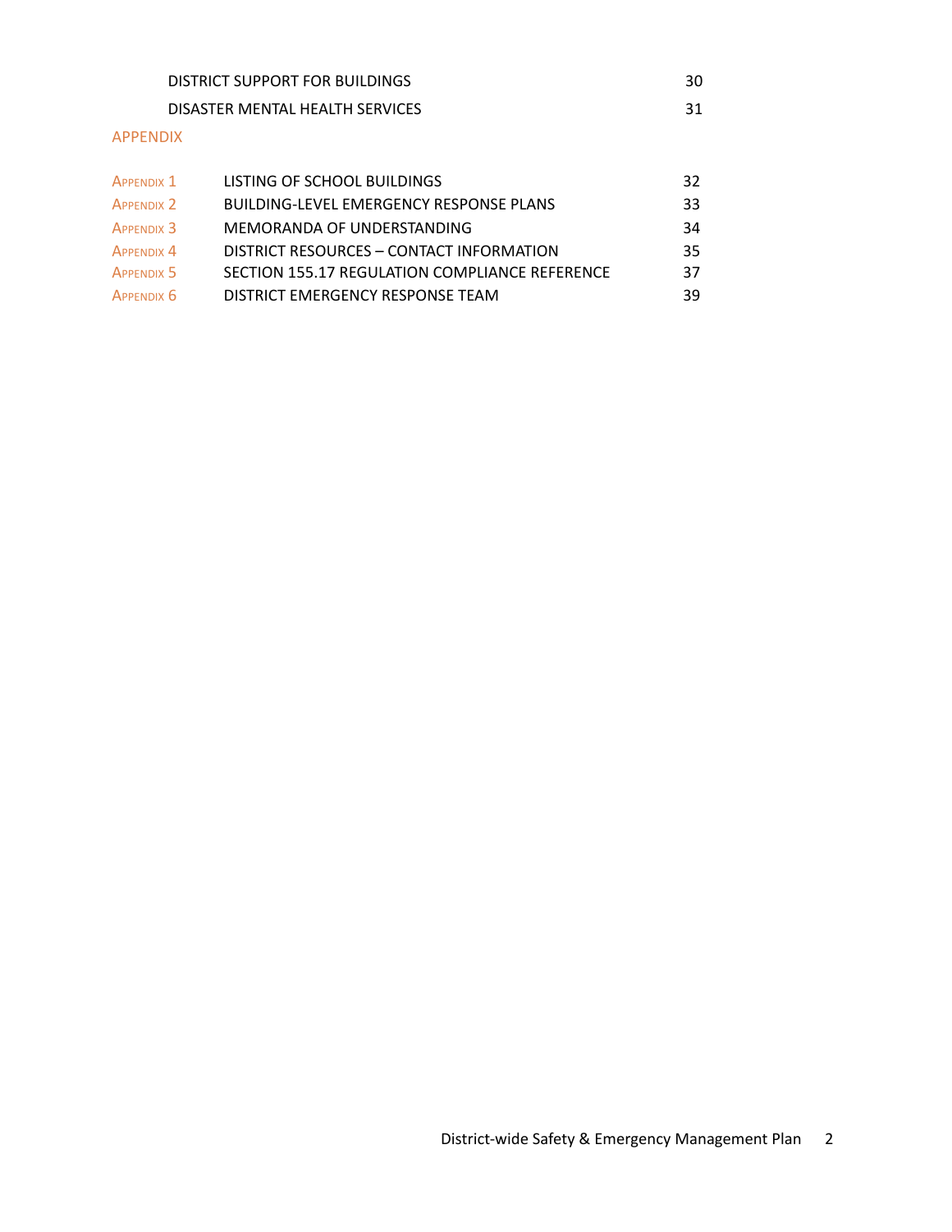| | | |
|---|---|---|
| | DISTRICT SUPPORT FOR BUILDINGS | 30 |
| | DISASTER MENTAL HEALTH SERVICES | 31 |

## APPENDIX

| | | |
|---|---|---|
| APPENDIX 1 | LISTING OF SCHOOL BUILDINGS | 32 |
| APPENDIX 2 | BUILDING-LEVEL EMERGENCY RESPONSE PLANS | 33 |
| APPENDIX 3 | MEMORANDA OF UNDERSTANDING | 34 |
| APPENDIX 4 | DISTRICT RESOURCES – CONTACT INFORMATION | 35 |
| APPENDIX 5 | SECTION 155.17 REGULATION COMPLIANCE REFERENCE | 37 |
| APPENDIX 6 | DISTRICT EMERGENCY RESPONSE TEAM | 39 |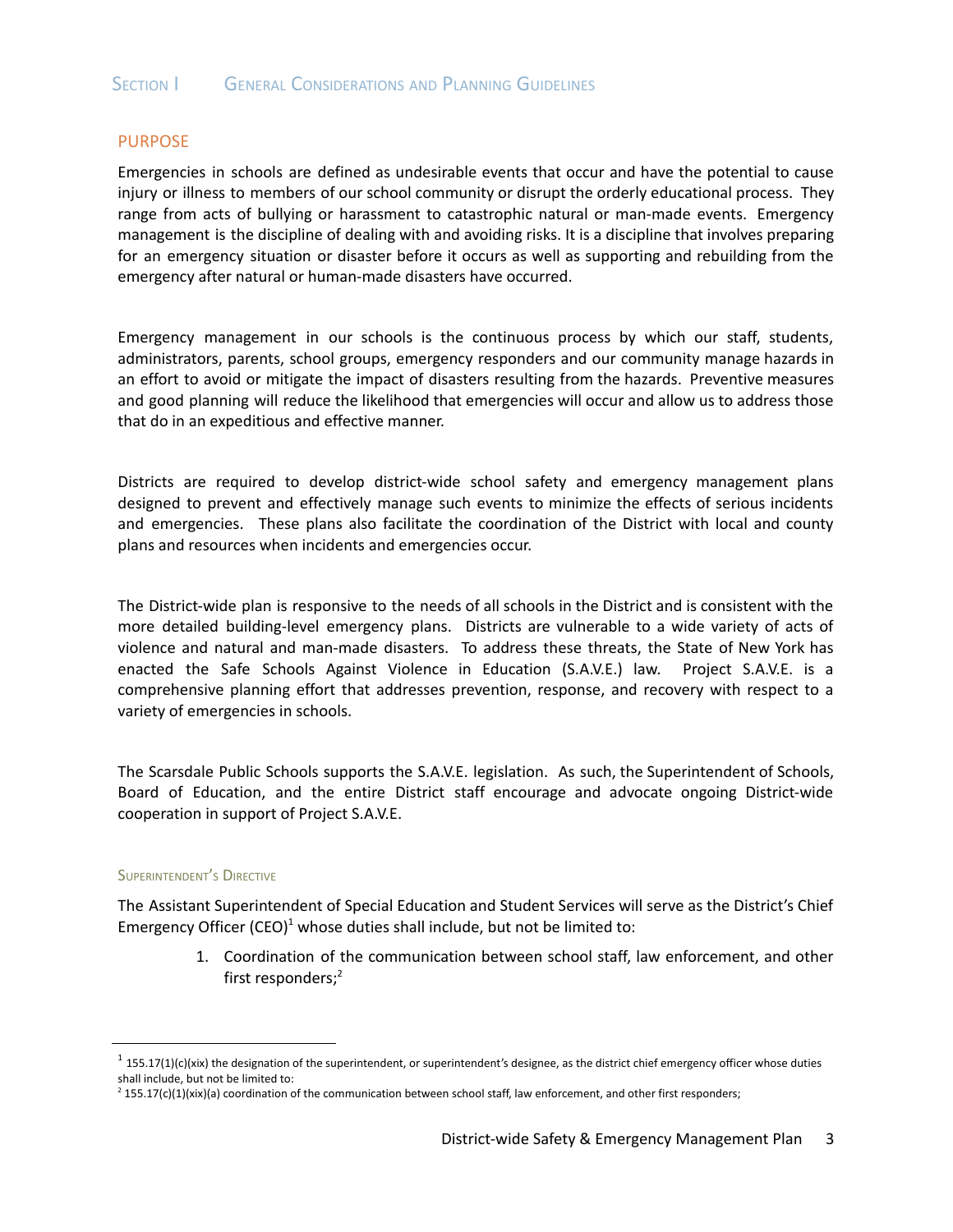## Section I General Considerations and Planning Guidelines

### PURPOSE

Emergencies in schools are defined as undesirable events that occur and have the potential to cause injury or illness to members of our school community or disrupt the orderly educational process. They range from acts of bullying or harassment to catastrophic natural or man-made events. Emergency management is the discipline of dealing with and avoiding risks. It is a discipline that involves preparing for an emergency situation or disaster before it occurs as well as supporting and rebuilding from the emergency after natural or human-made disasters have occurred.

Emergency management in our schools is the continuous process by which our staff, students, administrators, parents, school groups, emergency responders and our community manage hazards in an effort to avoid or mitigate the impact of disasters resulting from the hazards. Preventive measures and good planning will reduce the likelihood that emergencies will occur and allow us to address those that do in an expeditious and effective manner.

Districts are required to develop district-wide school safety and emergency management plans designed to prevent and effectively manage such events to minimize the effects of serious incidents and emergencies. These plans also facilitate the coordination of the District with local and county plans and resources when incidents and emergencies occur.

The District-wide plan is responsive to the needs of all schools in the District and is consistent with the more detailed building-level emergency plans. Districts are vulnerable to a wide variety of acts of violence and natural and man-made disasters. To address these threats, the State of New York has enacted the Safe Schools Against Violence in Education (S.A.V.E.) law. Project S.A.V.E. is a comprehensive planning effort that addresses prevention, response, and recovery with respect to a variety of emergencies in schools.

The Scarsdale Public Schools supports the S.A.V.E. legislation. As such, the Superintendent of Schools, Board of Education, and the entire District staff encourage and advocate ongoing District-wide cooperation in support of Project S.A.V.E.

#### Superintendent's Directive

The Assistant Superintendent of Special Education and Student Services will serve as the District's Chief Emergency Officer (CEO)[1] whose duties shall include, but not be limited to:

1. Coordination of the communication between school staff, law enforcement, and other first responders;[2]

---

[1] 155.17(1)(c)(xix) the designation of the superintendent, or superintendent's designee, as the district chief emergency officer whose duties shall include, but not be limited to:

[2] 155.17(c)(1)(xix)(a) coordination of the communication between school staff, law enforcement, and other first responders;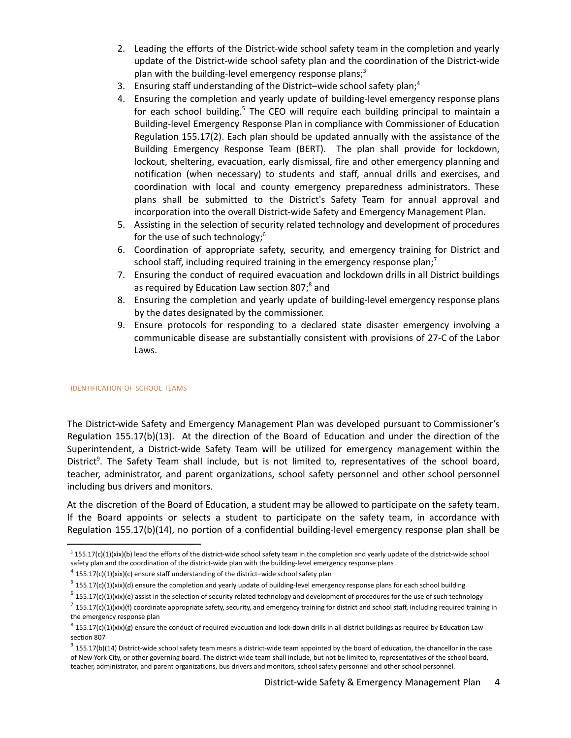2. Leading the efforts of the District-wide school safety team in the completion and yearly update of the District-wide school safety plan and the coordination of the District-wide plan with the building-level emergency response plans;[3]
3. Ensuring staff understanding of the District–wide school safety plan;[4]
4. Ensuring the completion and yearly update of building-level emergency response plans for each school building.[5] The CEO will require each building principal to maintain a Building-level Emergency Response Plan in compliance with Commissioner of Education Regulation 155.17(2). Each plan should be updated annually with the assistance of the Building Emergency Response Team (BERT). The plan shall provide for lockdown, lockout, sheltering, evacuation, early dismissal, fire and other emergency planning and notification (when necessary) to students and staff, annual drills and exercises, and coordination with local and county emergency preparedness administrators. These plans shall be submitted to the District's Safety Team for annual approval and incorporation into the overall District-wide Safety and Emergency Management Plan.
5. Assisting in the selection of security related technology and development of procedures for the use of such technology;[6]
6. Coordination of appropriate safety, security, and emergency training for District and school staff, including required training in the emergency response plan;[7]
7. Ensuring the conduct of required evacuation and lockdown drills in all District buildings as required by Education Law section 807;[8] and
8. Ensuring the completion and yearly update of building-level emergency response plans by the dates designated by the commissioner.
9. Ensure protocols for responding to a declared state disaster emergency involving a communicable disease are substantially consistent with provisions of 27-C of the Labor Laws.

### IDENTIFICATION OF SCHOOL TEAMS

The District-wide Safety and Emergency Management Plan was developed pursuant to Commissioner's Regulation 155.17(b)(13). At the direction of the Board of Education and under the direction of the Superintendent, a District-wide Safety Team will be utilized for emergency management within the District[9]. The Safety Team shall include, but is not limited to, representatives of the school board, teacher, administrator, and parent organizations, school safety personnel and other school personnel including bus drivers and monitors.

At the discretion of the Board of Education, a student may be allowed to participate on the safety team. If the Board appoints or selects a student to participate on the safety team, in accordance with Regulation 155.17(b)(14), no portion of a confidential building-level emergency response plan shall be

---

[3] 155.17(c)(1)(xix)(b) lead the efforts of the district-wide school safety team in the completion and yearly update of the district-wide school safety plan and the coordination of the district-wide plan with the building-level emergency response plans

[4] 155.17(c)(1)(xix)(c) ensure staff understanding of the district–wide school safety plan

[5] 155.17(c)(1)(xix)(d) ensure the completion and yearly update of building-level emergency response plans for each school building

[6] 155.17(c)(1)(xix)(e) assist in the selection of security related technology and development of procedures for the use of such technology

[7] 155.17(c)(1)(xix)(f) coordinate appropriate safety, security, and emergency training for district and school staff, including required training in the emergency response plan

[8] 155.17(c)(1)(xix)(g) ensure the conduct of required evacuation and lock-down drills in all district buildings as required by Education Law section 807

[9] 155.17(b)(14) District-wide school safety team means a district-wide team appointed by the board of education, the chancellor in the case of New York City, or other governing board. The district-wide team shall include, but not be limited to, representatives of the school board, teacher, administrator, and parent organizations, bus drivers and monitors, school safety personnel and other school personnel.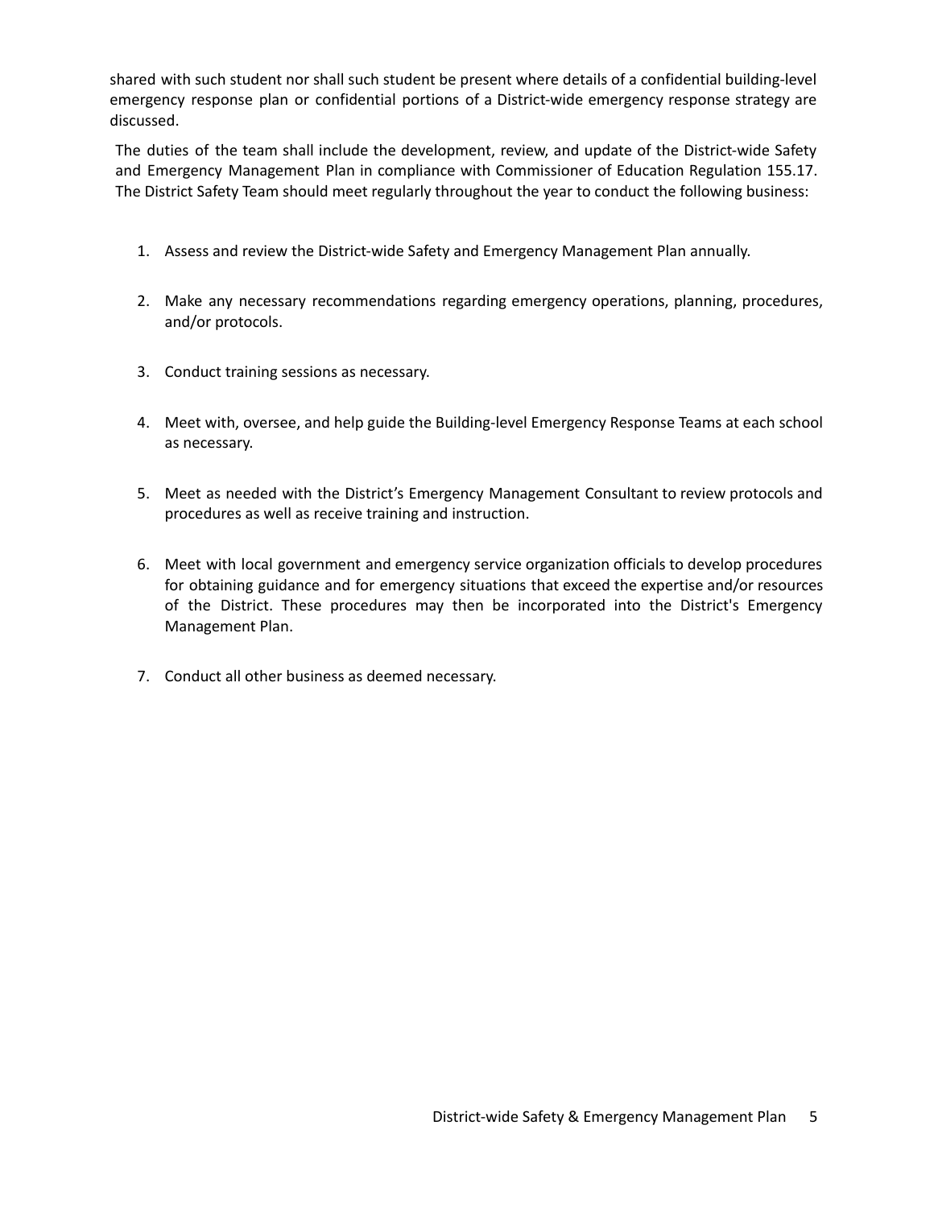shared with such student nor shall such student be present where details of a confidential building-level emergency response plan or confidential portions of a District-wide emergency response strategy are discussed.

The duties of the team shall include the development, review, and update of the District-wide Safety and Emergency Management Plan in compliance with Commissioner of Education Regulation 155.17. The District Safety Team should meet regularly throughout the year to conduct the following business:

1. Assess and review the District-wide Safety and Emergency Management Plan annually.

2. Make any necessary recommendations regarding emergency operations, planning, procedures, and/or protocols.

3. Conduct training sessions as necessary.

4. Meet with, oversee, and help guide the Building-level Emergency Response Teams at each school as necessary.

5. Meet as needed with the District's Emergency Management Consultant to review protocols and procedures as well as receive training and instruction.

6. Meet with local government and emergency service organization officials to develop procedures for obtaining guidance and for emergency situations that exceed the expertise and/or resources of the District. These procedures may then be incorporated into the District's Emergency Management Plan.

7. Conduct all other business as deemed necessary.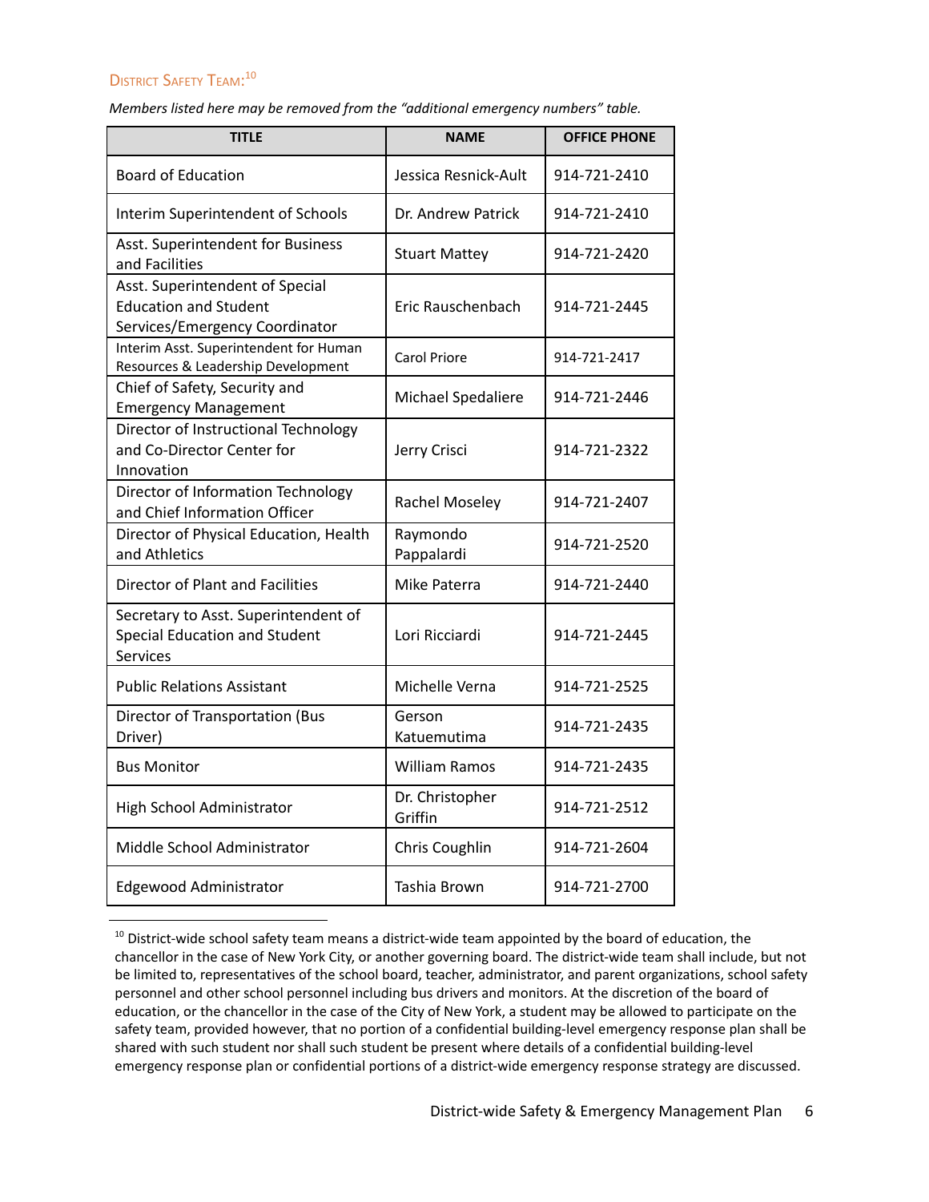### District Safety Team:[10]

*Members listed here may be removed from the "additional emergency numbers" table.*

| TITLE | NAME | OFFICE PHONE |
|---|---|---|
| Board of Education | Jessica Resnick-Ault | 914-721-2410 |
| Interim Superintendent of Schools | Dr. Andrew Patrick | 914-721-2410 |
| Asst. Superintendent for Business and Facilities | Stuart Mattey | 914-721-2420 |
| Asst. Superintendent of Special Education and Student Services/Emergency Coordinator | Eric Rauschenbach | 914-721-2445 |
| Interim Asst. Superintendent for Human Resources & Leadership Development | Carol Priore | 914-721-2417 |
| Chief of Safety, Security and Emergency Management | Michael Spedaliere | 914-721-2446 |
| Director of Instructional Technology and Co-Director Center for Innovation | Jerry Crisci | 914-721-2322 |
| Director of Information Technology and Chief Information Officer | Rachel Moseley | 914-721-2407 |
| Director of Physical Education, Health and Athletics | Raymondo Pappalardi | 914-721-2520 |
| Director of Plant and Facilities | Mike Paterra | 914-721-2440 |
| Secretary to Asst. Superintendent of Special Education and Student Services | Lori Ricciardi | 914-721-2445 |
| Public Relations Assistant | Michelle Verna | 914-721-2525 |
| Director of Transportation (Bus Driver) | Gerson Katuemutima | 914-721-2435 |
| Bus Monitor | William Ramos | 914-721-2435 |
| High School Administrator | Dr. Christopher Griffin | 914-721-2512 |
| Middle School Administrator | Chris Coughlin | 914-721-2604 |
| Edgewood Administrator | Tashia Brown | 914-721-2700 |

[10] District-wide school safety team means a district-wide team appointed by the board of education, the chancellor in the case of New York City, or another governing board. The district-wide team shall include, but not be limited to, representatives of the school board, teacher, administrator, and parent organizations, school safety personnel and other school personnel including bus drivers and monitors. At the discretion of the board of education, or the chancellor in the case of the City of New York, a student may be allowed to participate on the safety team, provided however, that no portion of a confidential building-level emergency response plan shall be shared with such student nor shall such student be present where details of a confidential building-level emergency response plan or confidential portions of a district-wide emergency response strategy are discussed.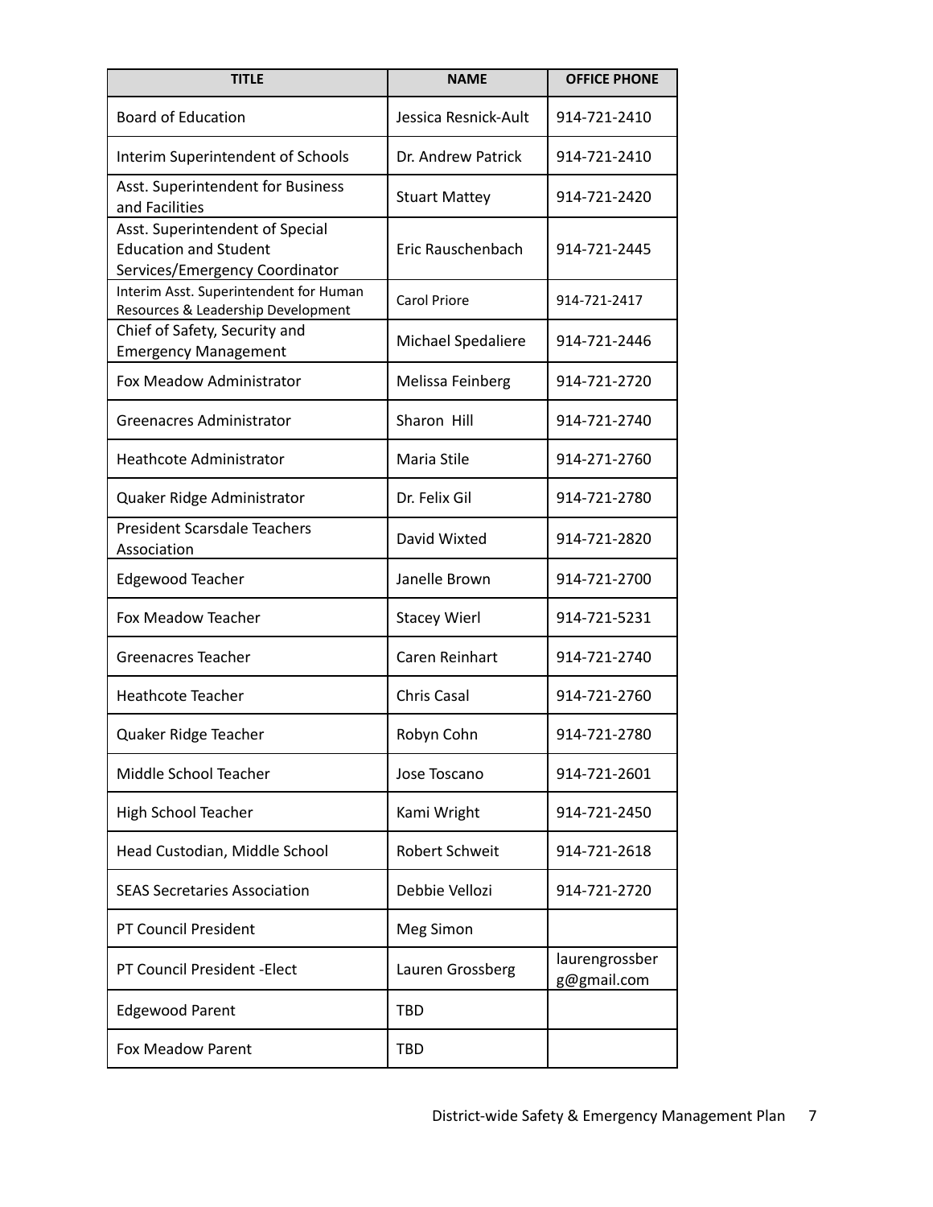| TITLE | NAME | OFFICE PHONE |
|---|---|---|
| Board of Education | Jessica Resnick-Ault | 914-721-2410 |
| Interim Superintendent of Schools | Dr. Andrew Patrick | 914-721-2410 |
| Asst. Superintendent for Business and Facilities | Stuart Mattey | 914-721-2420 |
| Asst. Superintendent of Special Education and Student Services/Emergency Coordinator | Eric Rauschenbach | 914-721-2445 |
| Interim Asst. Superintendent for Human Resources & Leadership Development | Carol Priore | 914-721-2417 |
| Chief of Safety, Security and Emergency Management | Michael Spedaliere | 914-721-2446 |
| Fox Meadow Administrator | Melissa Feinberg | 914-721-2720 |
| Greenacres Administrator | Sharon Hill | 914-721-2740 |
| Heathcote Administrator | Maria Stile | 914-271-2760 |
| Quaker Ridge Administrator | Dr. Felix Gil | 914-721-2780 |
| President Scarsdale Teachers Association | David Wixted | 914-721-2820 |
| Edgewood Teacher | Janelle Brown | 914-721-2700 |
| Fox Meadow Teacher | Stacey Wierl | 914-721-5231 |
| Greenacres Teacher | Caren Reinhart | 914-721-2740 |
| Heathcote Teacher | Chris Casal | 914-721-2760 |
| Quaker Ridge Teacher | Robyn Cohn | 914-721-2780 |
| Middle School Teacher | Jose Toscano | 914-721-2601 |
| High School Teacher | Kami Wright | 914-721-2450 |
| Head Custodian, Middle School | Robert Schweit | 914-721-2618 |
| SEAS Secretaries Association | Debbie Vellozi | 914-721-2720 |
| PT Council President | Meg Simon | |
| PT Council President -Elect | Lauren Grossberg | laurengrossberg@gmail.com |
| Edgewood Parent | TBD | |
| Fox Meadow Parent | TBD | |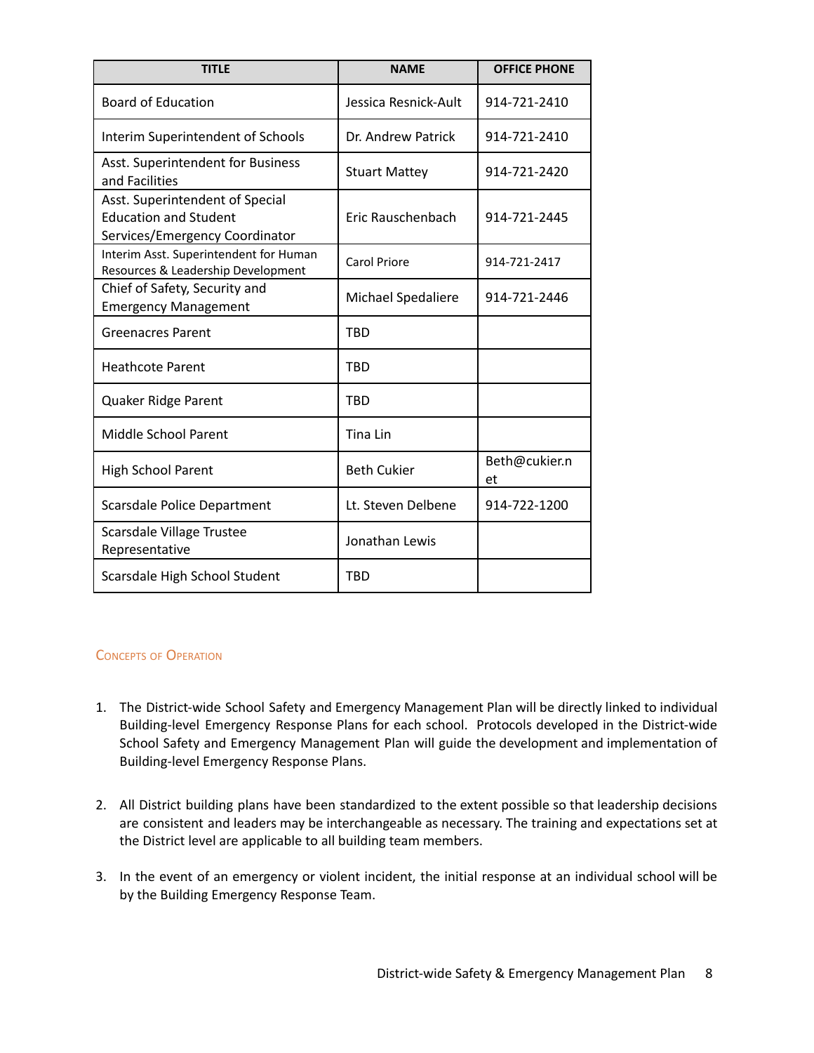| TITLE | NAME | OFFICE PHONE |
| --- | --- | --- |
| Board of Education | Jessica Resnick-Ault | 914-721-2410 |
| Interim Superintendent of Schools | Dr. Andrew Patrick | 914-721-2410 |
| Asst. Superintendent for Business and Facilities | Stuart Mattey | 914-721-2420 |
| Asst. Superintendent of Special Education and Student Services/Emergency Coordinator | Eric Rauschenbach | 914-721-2445 |
| Interim Asst. Superintendent for Human Resources & Leadership Development | Carol Priore | 914-721-2417 |
| Chief of Safety, Security and Emergency Management | Michael Spedaliere | 914-721-2446 |
| Greenacres Parent | TBD | |
| Heathcote Parent | TBD | |
| Quaker Ridge Parent | TBD | |
| Middle School Parent | Tina Lin | |
| High School Parent | Beth Cukier | Beth@cukier.net |
| Scarsdale Police Department | Lt. Steven Delbene | 914-722-1200 |
| Scarsdale Village Trustee Representative | Jonathan Lewis | |
| Scarsdale High School Student | TBD | |

## Concepts of Operation

1. The District-wide School Safety and Emergency Management Plan will be directly linked to individual Building-level Emergency Response Plans for each school. Protocols developed in the District-wide School Safety and Emergency Management Plan will guide the development and implementation of Building-level Emergency Response Plans.

2. All District building plans have been standardized to the extent possible so that leadership decisions are consistent and leaders may be interchangeable as necessary. The training and expectations set at the District level are applicable to all building team members.

3. In the event of an emergency or violent incident, the initial response at an individual school will be by the Building Emergency Response Team.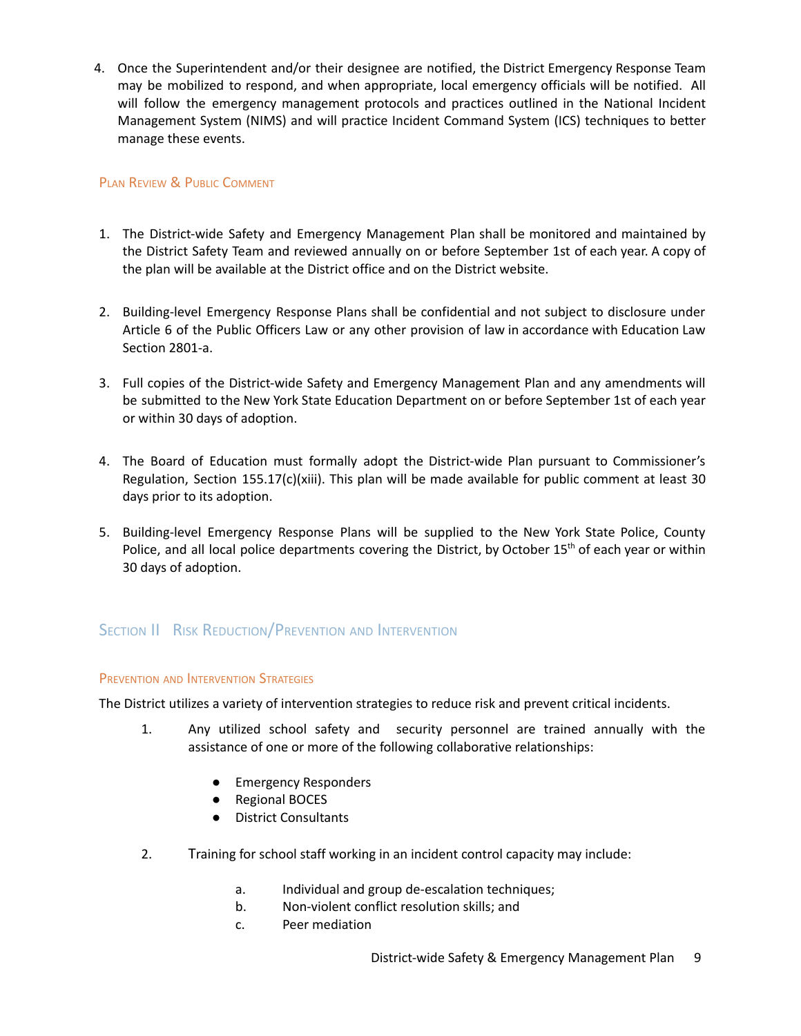4. Once the Superintendent and/or their designee are notified, the District Emergency Response Team may be mobilized to respond, and when appropriate, local emergency officials will be notified. All will follow the emergency management protocols and practices outlined in the National Incident Management System (NIMS) and will practice Incident Command System (ICS) techniques to better manage these events.

### Plan Review & Public Comment

1. The District-wide Safety and Emergency Management Plan shall be monitored and maintained by the District Safety Team and reviewed annually on or before September 1st of each year. A copy of the plan will be available at the District office and on the District website.

2. Building-level Emergency Response Plans shall be confidential and not subject to disclosure under Article 6 of the Public Officers Law or any other provision of law in accordance with Education Law Section 2801-a.

3. Full copies of the District-wide Safety and Emergency Management Plan and any amendments will be submitted to the New York State Education Department on or before September 1st of each year or within 30 days of adoption.

4. The Board of Education must formally adopt the District-wide Plan pursuant to Commissioner's Regulation, Section 155.17(c)(xiii). This plan will be made available for public comment at least 30 days prior to its adoption.

5. Building-level Emergency Response Plans will be supplied to the New York State Police, County Police, and all local police departments covering the District, by October 15th of each year or within 30 days of adoption.

## Section II Risk Reduction/Prevention and Intervention

### Prevention and Intervention Strategies

The District utilizes a variety of intervention strategies to reduce risk and prevent critical incidents.

1. Any utilized school safety and security personnel are trained annually with the assistance of one or more of the following collaborative relationships:

   - Emergency Responders
   - Regional BOCES
   - District Consultants

2. Training for school staff working in an incident control capacity may include:

   a. Individual and group de-escalation techniques;
   b. Non-violent conflict resolution skills; and
   c. Peer mediation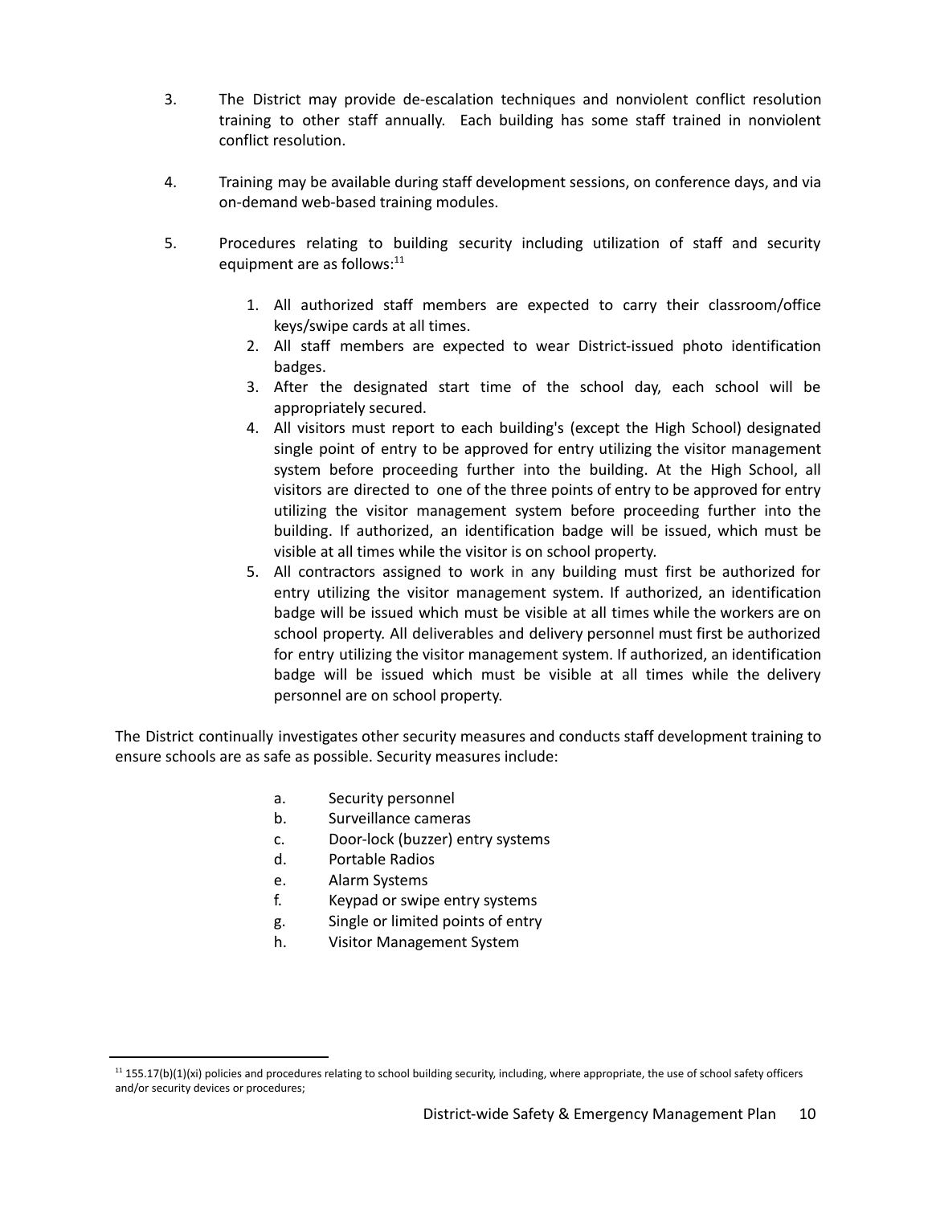3. The District may provide de-escalation techniques and nonviolent conflict resolution training to other staff annually. Each building has some staff trained in nonviolent conflict resolution.

4. Training may be available during staff development sessions, on conference days, and via on-demand web-based training modules.

5. Procedures relating to building security including utilization of staff and security equipment are as follows:[11]

    1. All authorized staff members are expected to carry their classroom/office keys/swipe cards at all times.
    2. All staff members are expected to wear District-issued photo identification badges.
    3. After the designated start time of the school day, each school will be appropriately secured.
    4. All visitors must report to each building's (except the High School) designated single point of entry to be approved for entry utilizing the visitor management system before proceeding further into the building. At the High School, all visitors are directed to one of the three points of entry to be approved for entry utilizing the visitor management system before proceeding further into the building. If authorized, an identification badge will be issued, which must be visible at all times while the visitor is on school property.
    5. All contractors assigned to work in any building must first be authorized for entry utilizing the visitor management system. If authorized, an identification badge will be issued which must be visible at all times while the workers are on school property. All deliverables and delivery personnel must first be authorized for entry utilizing the visitor management system. If authorized, an identification badge will be issued which must be visible at all times while the delivery personnel are on school property.

The District continually investigates other security measures and conducts staff development training to ensure schools are as safe as possible. Security measures include:

- a. Security personnel
- b. Surveillance cameras
- c. Door-lock (buzzer) entry systems
- d. Portable Radios
- e. Alarm Systems
- f. Keypad or swipe entry systems
- g. Single or limited points of entry
- h. Visitor Management System

[11] 155.17(b)(1)(xi) policies and procedures relating to school building security, including, where appropriate, the use of school safety officers and/or security devices or procedures;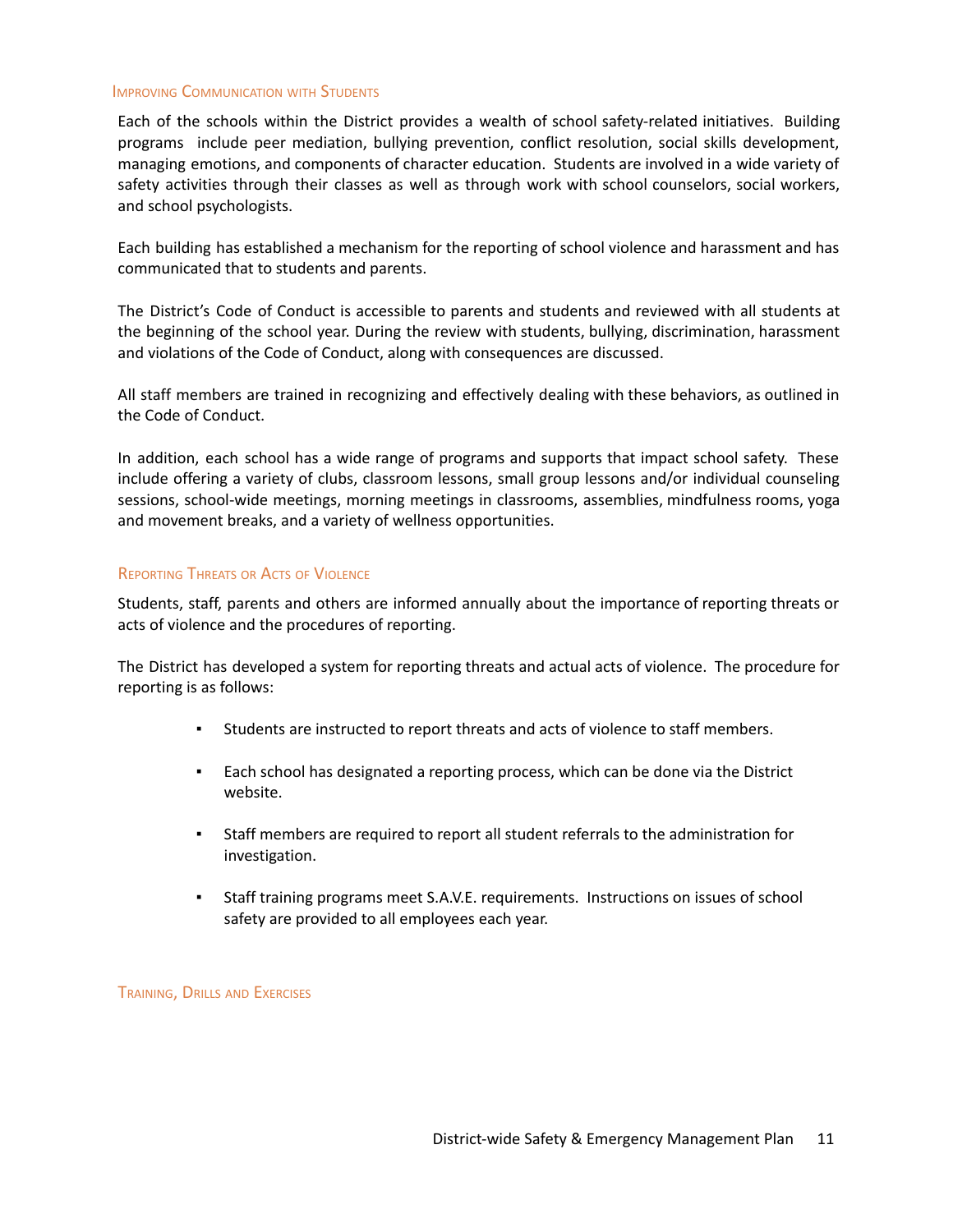### Improving Communication with Students

Each of the schools within the District provides a wealth of school safety-related initiatives. Building programs include peer mediation, bullying prevention, conflict resolution, social skills development, managing emotions, and components of character education. Students are involved in a wide variety of safety activities through their classes as well as through work with school counselors, social workers, and school psychologists.

Each building has established a mechanism for the reporting of school violence and harassment and has communicated that to students and parents.

The District's Code of Conduct is accessible to parents and students and reviewed with all students at the beginning of the school year. During the review with students, bullying, discrimination, harassment and violations of the Code of Conduct, along with consequences are discussed.

All staff members are trained in recognizing and effectively dealing with these behaviors, as outlined in the Code of Conduct.

In addition, each school has a wide range of programs and supports that impact school safety. These include offering a variety of clubs, classroom lessons, small group lessons and/or individual counseling sessions, school-wide meetings, morning meetings in classrooms, assemblies, mindfulness rooms, yoga and movement breaks, and a variety of wellness opportunities.

### Reporting Threats or Acts of Violence

Students, staff, parents and others are informed annually about the importance of reporting threats or acts of violence and the procedures of reporting.

The District has developed a system for reporting threats and actual acts of violence. The procedure for reporting is as follows:

- Students are instructed to report threats and acts of violence to staff members.
- Each school has designated a reporting process, which can be done via the District website.
- Staff members are required to report all student referrals to the administration for investigation.
- Staff training programs meet S.A.V.E. requirements. Instructions on issues of school safety are provided to all employees each year.

### Training, Drills and Exercises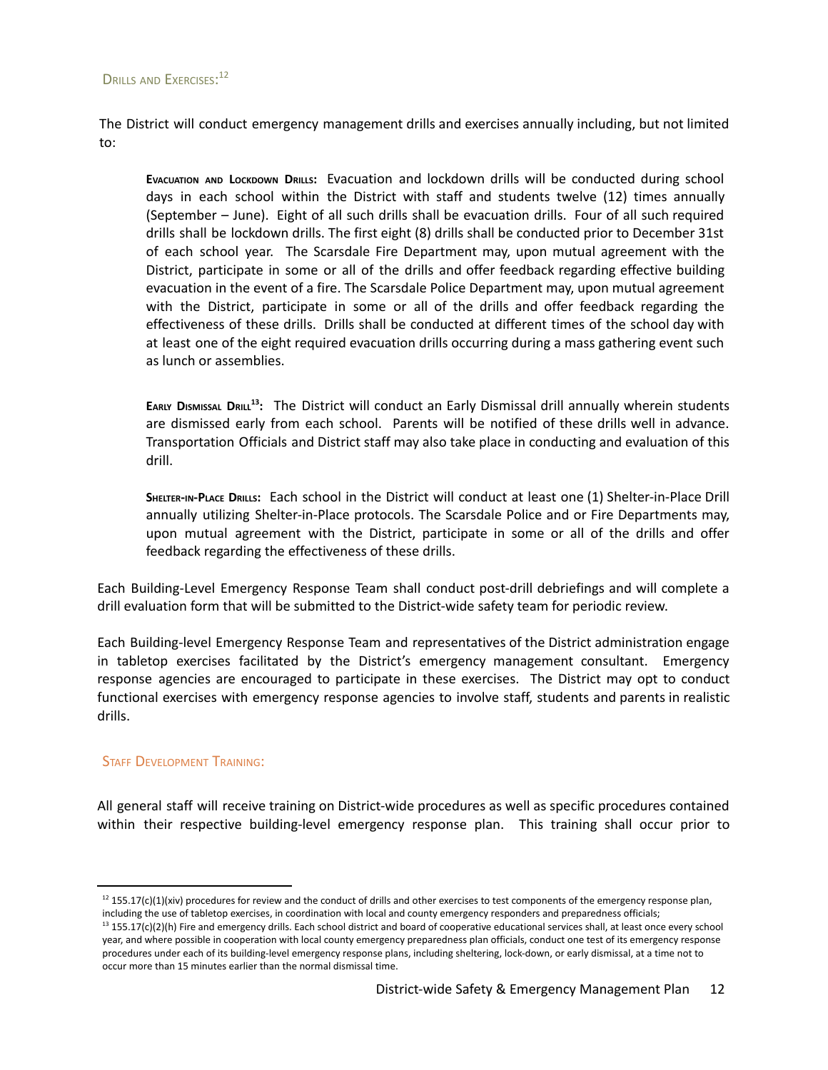## Drills and Exercises:[12]

The District will conduct emergency management drills and exercises annually including, but not limited to:

**Evacuation and Lockdown Drills:** Evacuation and lockdown drills will be conducted during school days in each school within the District with staff and students twelve (12) times annually (September – June). Eight of all such drills shall be evacuation drills. Four of all such required drills shall be lockdown drills. The first eight (8) drills shall be conducted prior to December 31st of each school year. The Scarsdale Fire Department may, upon mutual agreement with the District, participate in some or all of the drills and offer feedback regarding effective building evacuation in the event of a fire. The Scarsdale Police Department may, upon mutual agreement with the District, participate in some or all of the drills and offer feedback regarding the effectiveness of these drills. Drills shall be conducted at different times of the school day with at least one of the eight required evacuation drills occurring during a mass gathering event such as lunch or assemblies.

**Early Dismissal Drill[13]:** The District will conduct an Early Dismissal drill annually wherein students are dismissed early from each school. Parents will be notified of these drills well in advance. Transportation Officials and District staff may also take place in conducting and evaluation of this drill.

**Shelter-in-Place Drills:** Each school in the District will conduct at least one (1) Shelter-in-Place Drill annually utilizing Shelter-in-Place protocols. The Scarsdale Police and or Fire Departments may, upon mutual agreement with the District, participate in some or all of the drills and offer feedback regarding the effectiveness of these drills.

Each Building-Level Emergency Response Team shall conduct post-drill debriefings and will complete a drill evaluation form that will be submitted to the District-wide safety team for periodic review.

Each Building-level Emergency Response Team and representatives of the District administration engage in tabletop exercises facilitated by the District's emergency management consultant. Emergency response agencies are encouraged to participate in these exercises. The District may opt to conduct functional exercises with emergency response agencies to involve staff, students and parents in realistic drills.

## Staff Development Training:

All general staff will receive training on District-wide procedures as well as specific procedures contained within their respective building-level emergency response plan. This training shall occur prior to

---

[12] 155.17(c)(1)(xiv) procedures for review and the conduct of drills and other exercises to test components of the emergency response plan, including the use of tabletop exercises, in coordination with local and county emergency responders and preparedness officials;

[13] 155.17(c)(2)(h) Fire and emergency drills. Each school district and board of cooperative educational services shall, at least once every school year, and where possible in cooperation with local county emergency preparedness plan officials, conduct one test of its emergency response procedures under each of its building-level emergency response plans, including sheltering, lock-down, or early dismissal, at a time not to occur more than 15 minutes earlier than the normal dismissal time.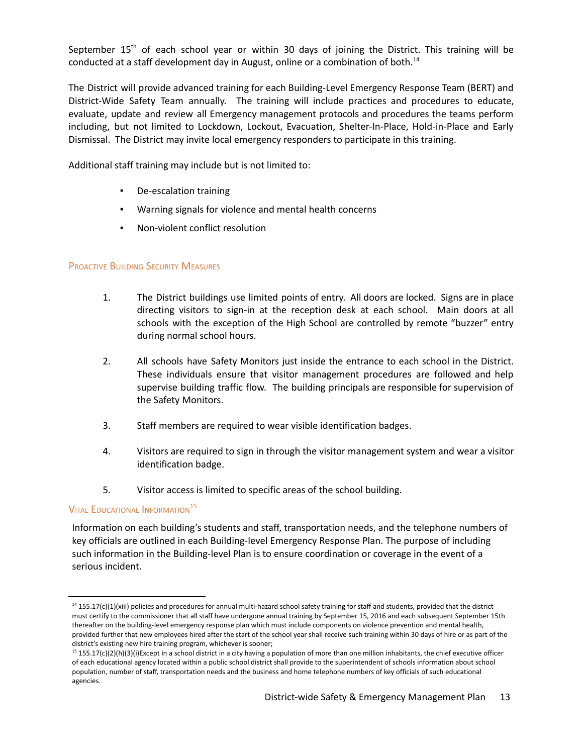September 15th of each school year or within 30 days of joining the District. This training will be conducted at a staff development day in August, online or a combination of both.[14]

The District will provide advanced training for each Building-Level Emergency Response Team (BERT) and District-Wide Safety Team annually. The training will include practices and procedures to educate, evaluate, update and review all Emergency management protocols and procedures the teams perform including, but not limited to Lockdown, Lockout, Evacuation, Shelter-In-Place, Hold-in-Place and Early Dismissal. The District may invite local emergency responders to participate in this training.

Additional staff training may include but is not limited to:

- De-escalation training
- Warning signals for violence and mental health concerns
- Non-violent conflict resolution

### Proactive Building Security Measures

1. The District buildings use limited points of entry. All doors are locked. Signs are in place directing visitors to sign-in at the reception desk at each school. Main doors at all schools with the exception of the High School are controlled by remote "buzzer" entry during normal school hours.

2. All schools have Safety Monitors just inside the entrance to each school in the District. These individuals ensure that visitor management procedures are followed and help supervise building traffic flow. The building principals are responsible for supervision of the Safety Monitors.

3. Staff members are required to wear visible identification badges.

4. Visitors are required to sign in through the visitor management system and wear a visitor identification badge.

5. Visitor access is limited to specific areas of the school building.

### Vital Educational Information[15]

Information on each building's students and staff, transportation needs, and the telephone numbers of key officials are outlined in each Building-level Emergency Response Plan. The purpose of including such information in the Building-level Plan is to ensure coordination or coverage in the event of a serious incident.

---

[14] 155.17(c)(1)(xiii) policies and procedures for annual multi-hazard school safety training for staff and students, provided that the district must certify to the commissioner that all staff have undergone annual training by September 15, 2016 and each subsequent September 15th thereafter on the building-level emergency response plan which must include components on violence prevention and mental health, provided further that new employees hired after the start of the school year shall receive such training within 30 days of hire or as part of the district's existing new hire training program, whichever is sooner;

[15] 155.17(c)(2)(h)(3)(i)Except in a school district in a city having a population of more than one million inhabitants, the chief executive officer of each educational agency located within a public school district shall provide to the superintendent of schools information about school population, number of staff, transportation needs and the business and home telephone numbers of key officials of such educational agencies.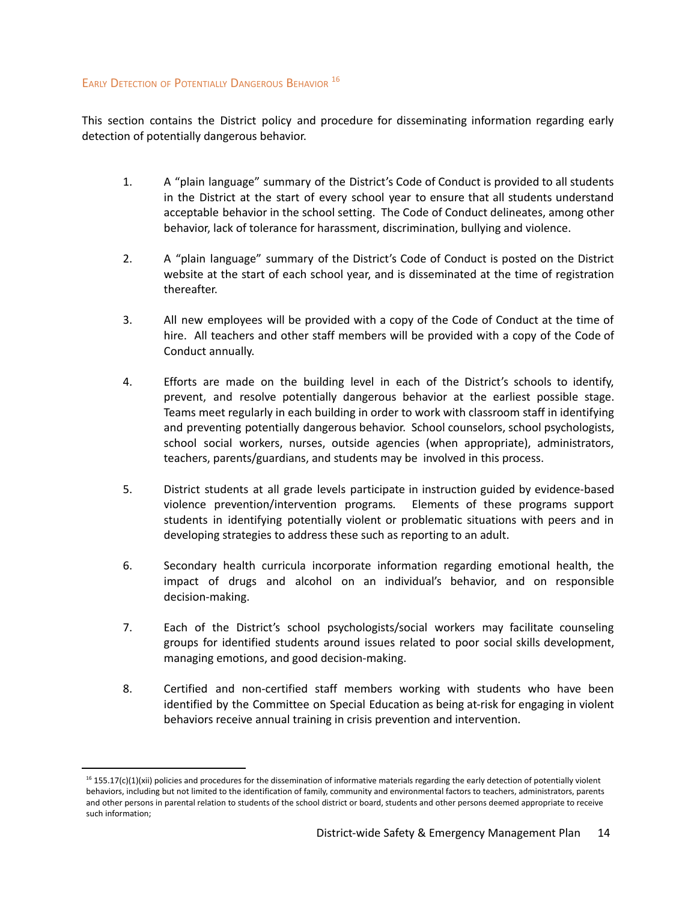## Early Detection of Potentially Dangerous Behavior [16]

This section contains the District policy and procedure for disseminating information regarding early detection of potentially dangerous behavior.

1. A "plain language" summary of the District's Code of Conduct is provided to all students in the District at the start of every school year to ensure that all students understand acceptable behavior in the school setting. The Code of Conduct delineates, among other behavior, lack of tolerance for harassment, discrimination, bullying and violence.

2. A "plain language" summary of the District's Code of Conduct is posted on the District website at the start of each school year, and is disseminated at the time of registration thereafter.

3. All new employees will be provided with a copy of the Code of Conduct at the time of hire. All teachers and other staff members will be provided with a copy of the Code of Conduct annually.

4. Efforts are made on the building level in each of the District's schools to identify, prevent, and resolve potentially dangerous behavior at the earliest possible stage. Teams meet regularly in each building in order to work with classroom staff in identifying and preventing potentially dangerous behavior. School counselors, school psychologists, school social workers, nurses, outside agencies (when appropriate), administrators, teachers, parents/guardians, and students may be involved in this process.

5. District students at all grade levels participate in instruction guided by evidence-based violence prevention/intervention programs. Elements of these programs support students in identifying potentially violent or problematic situations with peers and in developing strategies to address these such as reporting to an adult.

6. Secondary health curricula incorporate information regarding emotional health, the impact of drugs and alcohol on an individual's behavior, and on responsible decision-making.

7. Each of the District's school psychologists/social workers may facilitate counseling groups for identified students around issues related to poor social skills development, managing emotions, and good decision-making.

8. Certified and non-certified staff members working with students who have been identified by the Committee on Special Education as being at-risk for engaging in violent behaviors receive annual training in crisis prevention and intervention.

---

[16] 155.17(c)(1)(xii) policies and procedures for the dissemination of informative materials regarding the early detection of potentially violent behaviors, including but not limited to the identification of family, community and environmental factors to teachers, administrators, parents and other persons in parental relation to students of the school district or board, students and other persons deemed appropriate to receive such information;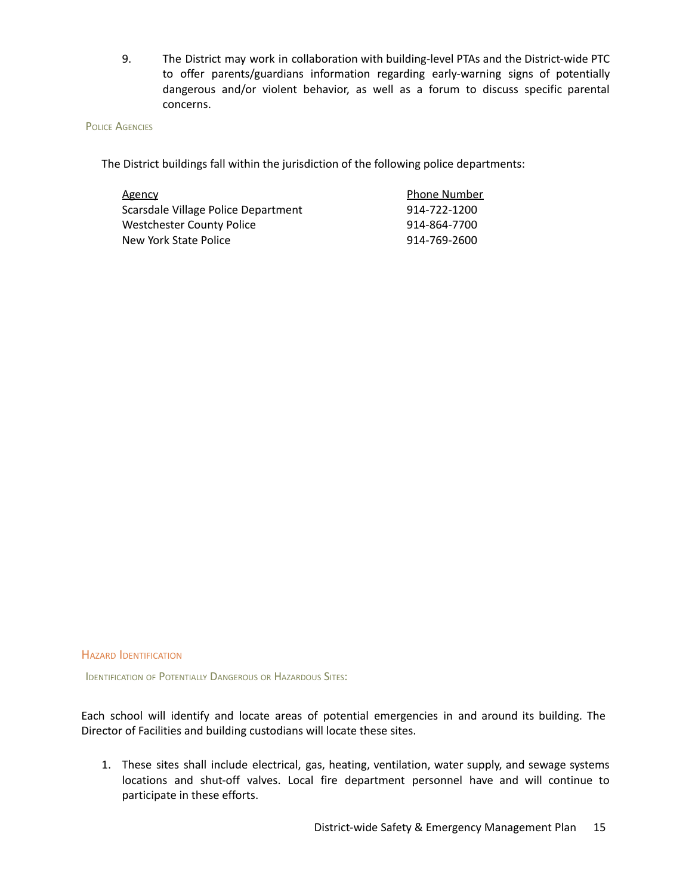9. The District may work in collaboration with building-level PTAs and the District-wide PTC to offer parents/guardians information regarding early-warning signs of potentially dangerous and/or violent behavior, as well as a forum to discuss specific parental concerns.

### Police Agencies

The District buildings fall within the jurisdiction of the following police departments:

| Agency | Phone Number |
|---|---|
| Scarsdale Village Police Department | 914-722-1200 |
| Westchester County Police | 914-864-7700 |
| New York State Police | 914-769-2600 |

## Hazard Identification

### Identification of Potentially Dangerous or Hazardous Sites:

Each school will identify and locate areas of potential emergencies in and around its building. The Director of Facilities and building custodians will locate these sites.

1. These sites shall include electrical, gas, heating, ventilation, water supply, and sewage systems locations and shut-off valves. Local fire department personnel have and will continue to participate in these efforts.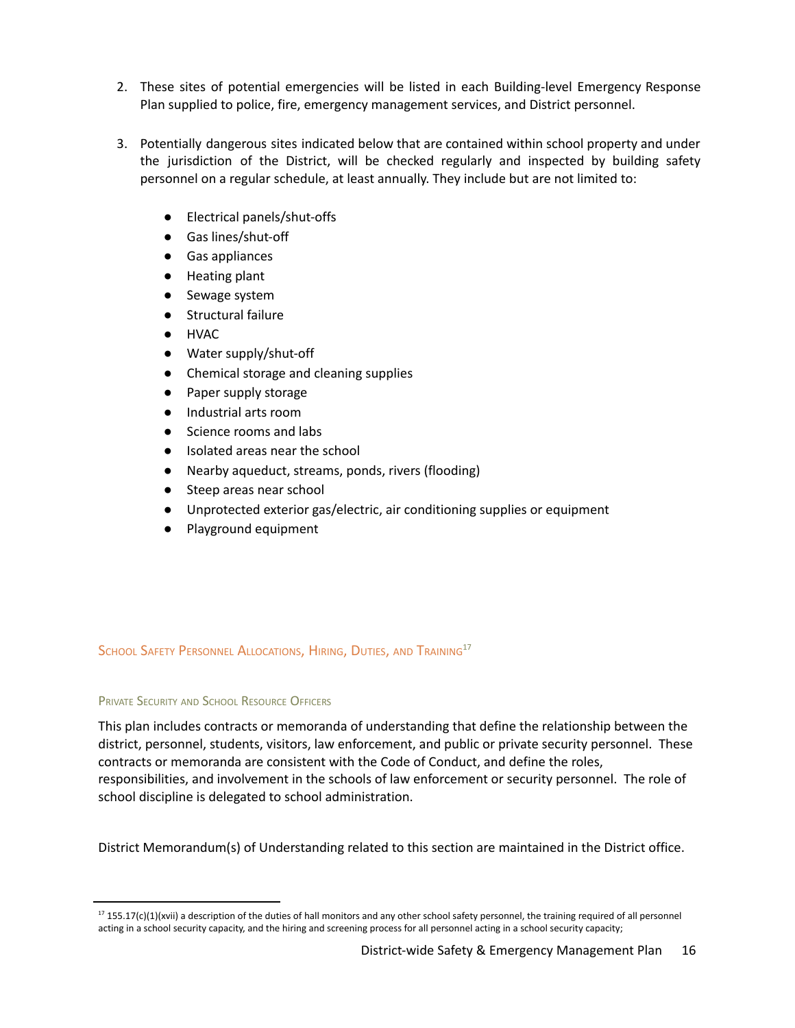2. These sites of potential emergencies will be listed in each Building-level Emergency Response Plan supplied to police, fire, emergency management services, and District personnel.

3. Potentially dangerous sites indicated below that are contained within school property and under the jurisdiction of the District, will be checked regularly and inspected by building safety personnel on a regular schedule, at least annually. They include but are not limited to:

    - Electrical panels/shut-offs
    - Gas lines/shut-off
    - Gas appliances
    - Heating plant
    - Sewage system
    - Structural failure
    - HVAC
    - Water supply/shut-off
    - Chemical storage and cleaning supplies
    - Paper supply storage
    - Industrial arts room
    - Science rooms and labs
    - Isolated areas near the school
    - Nearby aqueduct, streams, ponds, rivers (flooding)
    - Steep areas near school
    - Unprotected exterior gas/electric, air conditioning supplies or equipment
    - Playground equipment

## School Safety Personnel Allocations, Hiring, Duties, and Training[17]

### Private Security and School Resource Officers

This plan includes contracts or memoranda of understanding that define the relationship between the district, personnel, students, visitors, law enforcement, and public or private security personnel. These contracts or memoranda are consistent with the Code of Conduct, and define the roles, responsibilities, and involvement in the schools of law enforcement or security personnel. The role of school discipline is delegated to school administration.

District Memorandum(s) of Understanding related to this section are maintained in the District office.

[17] 155.17(c)(1)(xvii) a description of the duties of hall monitors and any other school safety personnel, the training required of all personnel acting in a school security capacity, and the hiring and screening process for all personnel acting in a school security capacity;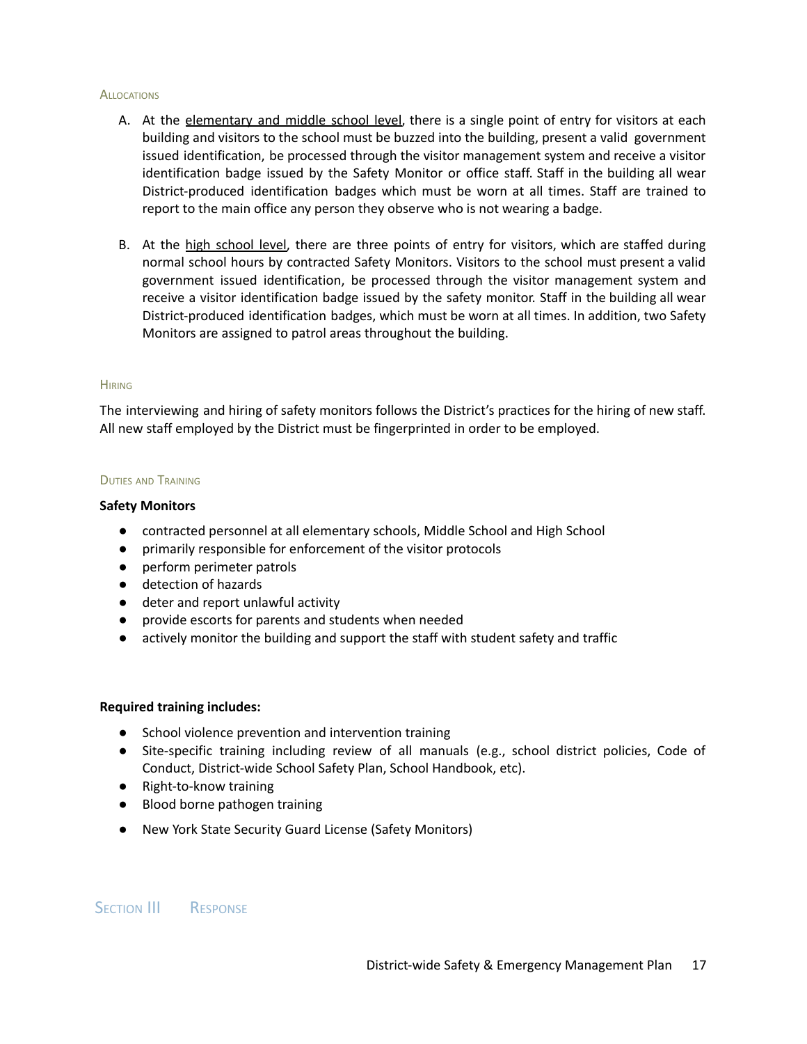### Allocations

A. At the elementary and middle school level, there is a single point of entry for visitors at each building and visitors to the school must be buzzed into the building, present a valid government issued identification, be processed through the visitor management system and receive a visitor identification badge issued by the Safety Monitor or office staff. Staff in the building all wear District-produced identification badges which must be worn at all times. Staff are trained to report to the main office any person they observe who is not wearing a badge.

B. At the high school level, there are three points of entry for visitors, which are staffed during normal school hours by contracted Safety Monitors. Visitors to the school must present a valid government issued identification, be processed through the visitor management system and receive a visitor identification badge issued by the safety monitor. Staff in the building all wear District-produced identification badges, which must be worn at all times. In addition, two Safety Monitors are assigned to patrol areas throughout the building.

### Hiring

The interviewing and hiring of safety monitors follows the District's practices for the hiring of new staff. All new staff employed by the District must be fingerprinted in order to be employed.

### Duties and Training

**Safety Monitors**

- contracted personnel at all elementary schools, Middle School and High School
- primarily responsible for enforcement of the visitor protocols
- perform perimeter patrols
- detection of hazards
- deter and report unlawful activity
- provide escorts for parents and students when needed
- actively monitor the building and support the staff with student safety and traffic

**Required training includes:**

- School violence prevention and intervention training
- Site-specific training including review of all manuals (e.g., school district policies, Code of Conduct, District-wide School Safety Plan, School Handbook, etc).
- Right-to-know training
- Blood borne pathogen training
- New York State Security Guard License (Safety Monitors)

## Section III Response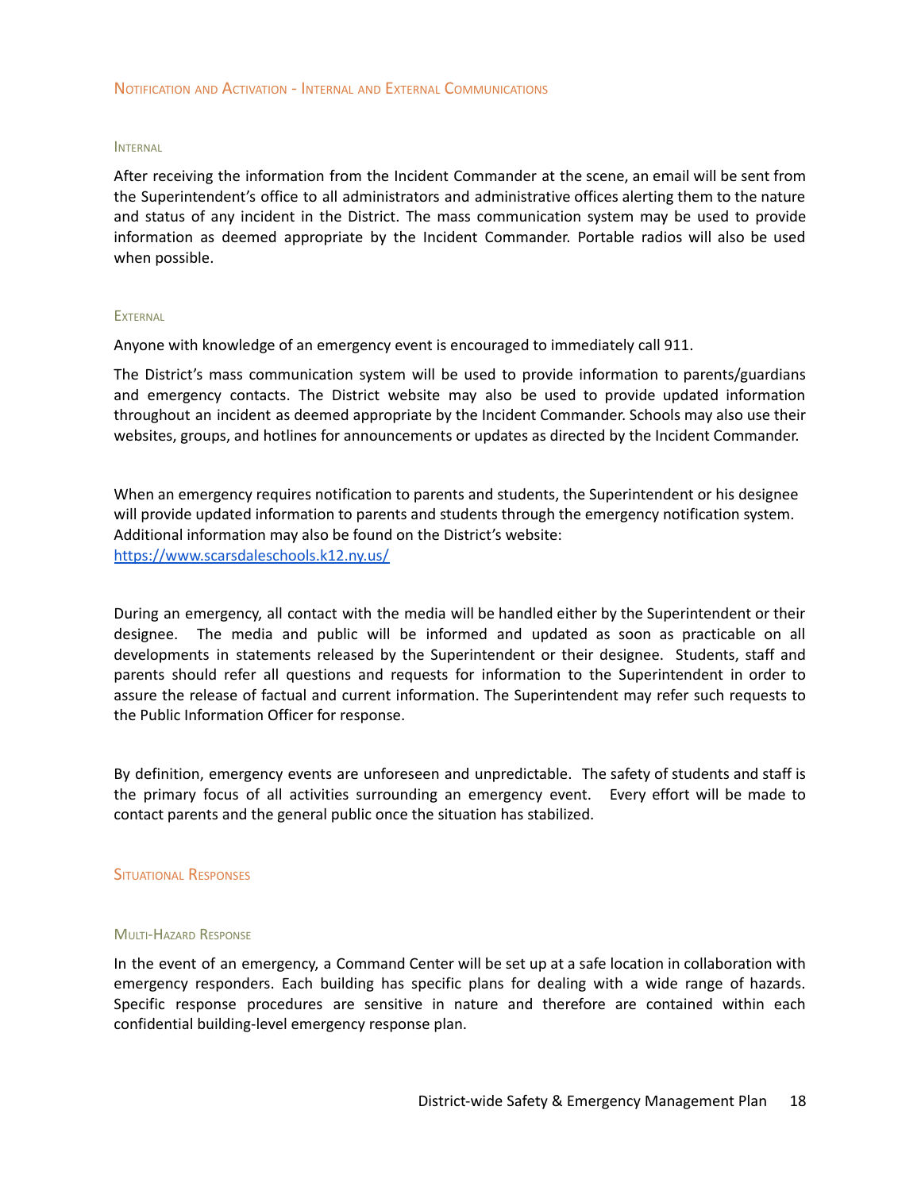## Notification and Activation - Internal and External Communications

### Internal

After receiving the information from the Incident Commander at the scene, an email will be sent from the Superintendent's office to all administrators and administrative offices alerting them to the nature and status of any incident in the District. The mass communication system may be used to provide information as deemed appropriate by the Incident Commander. Portable radios will also be used when possible.

### External

Anyone with knowledge of an emergency event is encouraged to immediately call 911.

The District's mass communication system will be used to provide information to parents/guardians and emergency contacts. The District website may also be used to provide updated information throughout an incident as deemed appropriate by the Incident Commander. Schools may also use their websites, groups, and hotlines for announcements or updates as directed by the Incident Commander.

When an emergency requires notification to parents and students, the Superintendent or his designee will provide updated information to parents and students through the emergency notification system. Additional information may also be found on the District's website: https://www.scarsdaleschools.k12.ny.us/

During an emergency, all contact with the media will be handled either by the Superintendent or their designee. The media and public will be informed and updated as soon as practicable on all developments in statements released by the Superintendent or their designee. Students, staff and parents should refer all questions and requests for information to the Superintendent in order to assure the release of factual and current information. The Superintendent may refer such requests to the Public Information Officer for response.

By definition, emergency events are unforeseen and unpredictable. The safety of students and staff is the primary focus of all activities surrounding an emergency event. Every effort will be made to contact parents and the general public once the situation has stabilized.

## Situational Responses

### Multi-Hazard Response

In the event of an emergency, a Command Center will be set up at a safe location in collaboration with emergency responders. Each building has specific plans for dealing with a wide range of hazards. Specific response procedures are sensitive in nature and therefore are contained within each confidential building-level emergency response plan.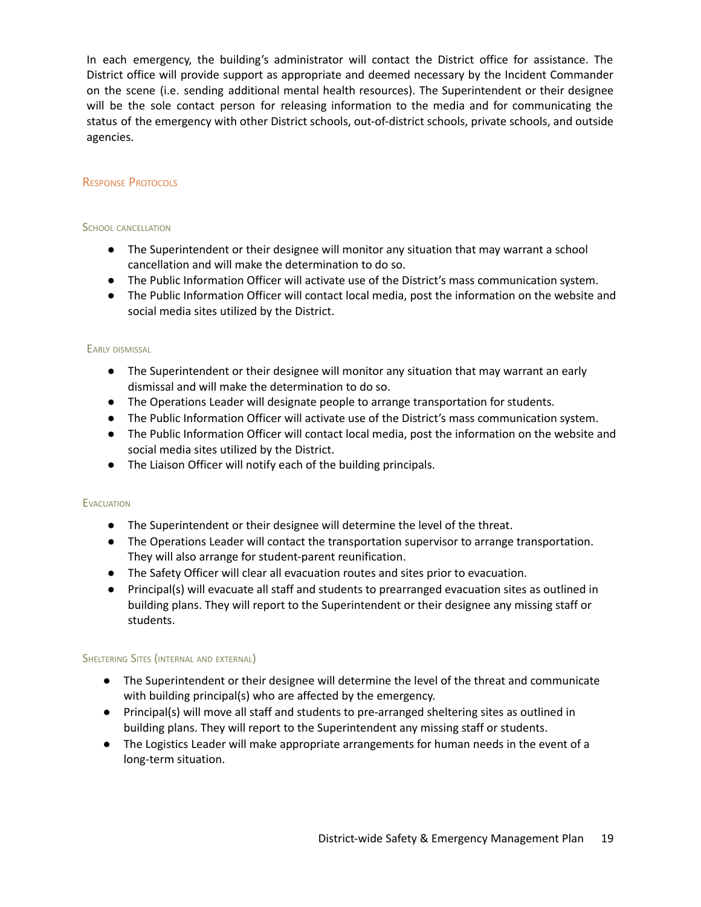In each emergency, the building's administrator will contact the District office for assistance. The District office will provide support as appropriate and deemed necessary by the Incident Commander on the scene (i.e. sending additional mental health resources). The Superintendent or their designee will be the sole contact person for releasing information to the media and for communicating the status of the emergency with other District schools, out-of-district schools, private schools, and outside agencies.

## Response Protocols

### School cancellation

- The Superintendent or their designee will monitor any situation that may warrant a school cancellation and will make the determination to do so.
- The Public Information Officer will activate use of the District's mass communication system.
- The Public Information Officer will contact local media, post the information on the website and social media sites utilized by the District.

### Early dismissal

- The Superintendent or their designee will monitor any situation that may warrant an early dismissal and will make the determination to do so.
- The Operations Leader will designate people to arrange transportation for students.
- The Public Information Officer will activate use of the District's mass communication system.
- The Public Information Officer will contact local media, post the information on the website and social media sites utilized by the District.
- The Liaison Officer will notify each of the building principals.

### Evacuation

- The Superintendent or their designee will determine the level of the threat.
- The Operations Leader will contact the transportation supervisor to arrange transportation. They will also arrange for student-parent reunification.
- The Safety Officer will clear all evacuation routes and sites prior to evacuation.
- Principal(s) will evacuate all staff and students to prearranged evacuation sites as outlined in building plans. They will report to the Superintendent or their designee any missing staff or students.

### Sheltering Sites (internal and external)

- The Superintendent or their designee will determine the level of the threat and communicate with building principal(s) who are affected by the emergency.
- Principal(s) will move all staff and students to pre-arranged sheltering sites as outlined in building plans. They will report to the Superintendent any missing staff or students.
- The Logistics Leader will make appropriate arrangements for human needs in the event of a long-term situation.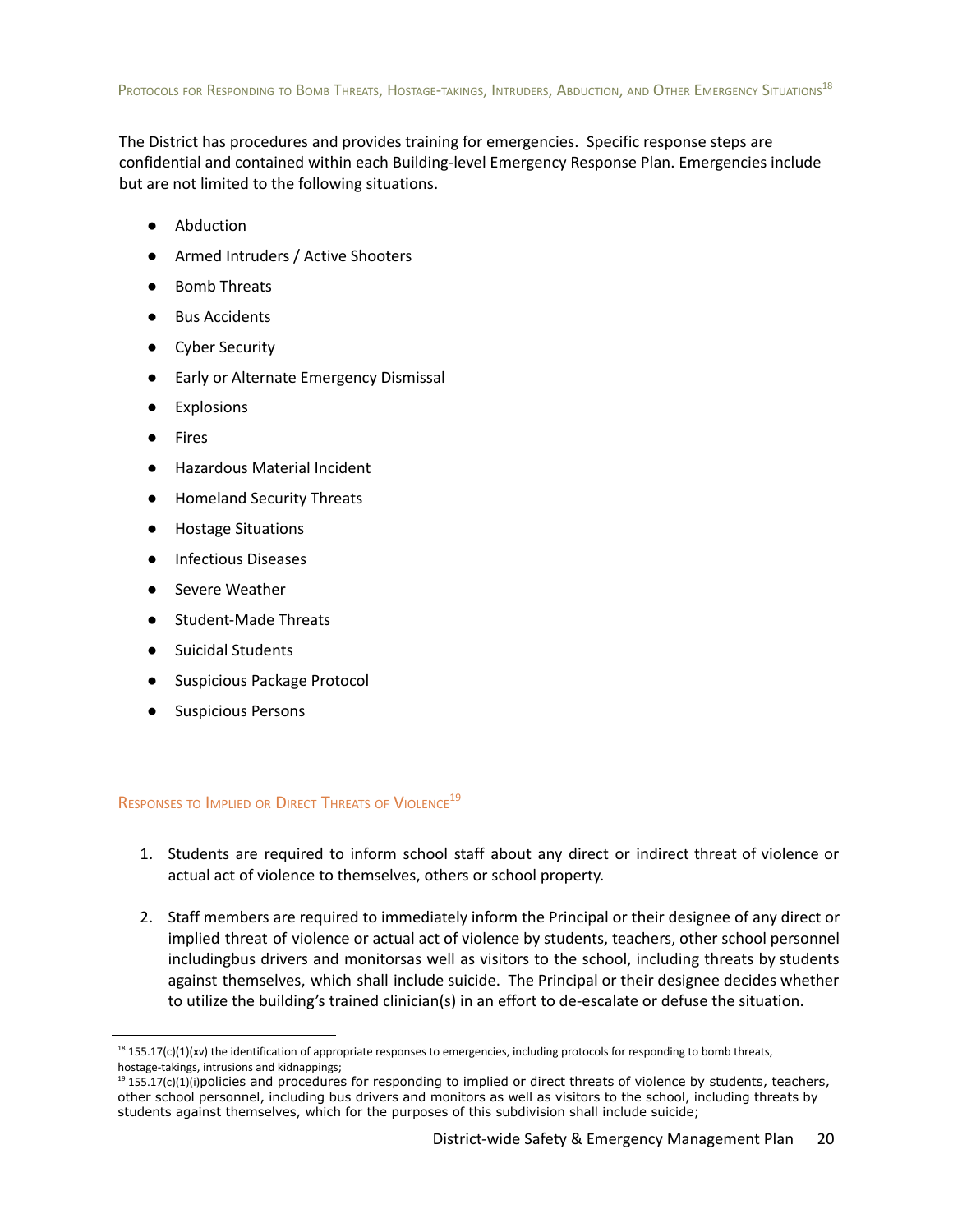## Protocols for Responding to Bomb Threats, Hostage-takings, Intruders, Abduction, and Other Emergency Situations[18]

The District has procedures and provides training for emergencies. Specific response steps are confidential and contained within each Building-level Emergency Response Plan. Emergencies include but are not limited to the following situations.

- Abduction
- Armed Intruders / Active Shooters
- Bomb Threats
- Bus Accidents
- Cyber Security
- Early or Alternate Emergency Dismissal
- Explosions
- Fires
- Hazardous Material Incident
- Homeland Security Threats
- Hostage Situations
- Infectious Diseases
- Severe Weather
- Student-Made Threats
- Suicidal Students
- Suspicious Package Protocol
- Suspicious Persons

## Responses to Implied or Direct Threats of Violence[19]

1. Students are required to inform school staff about any direct or indirect threat of violence or actual act of violence to themselves, others or school property.
2. Staff members are required to immediately inform the Principal or their designee of any direct or implied threat of violence or actual act of violence by students, teachers, other school personnel includingbus drivers and monitorsas well as visitors to the school, including threats by students against themselves, which shall include suicide. The Principal or their designee decides whether to utilize the building's trained clinician(s) in an effort to de-escalate or defuse the situation.

---

[18] 155.17(c)(1)(xv) the identification of appropriate responses to emergencies, including protocols for responding to bomb threats, hostage-takings, intrusions and kidnappings;

[19] 155.17(c)(1)(i)policies and procedures for responding to implied or direct threats of violence by students, teachers, other school personnel, including bus drivers and monitors as well as visitors to the school, including threats by students against themselves, which for the purposes of this subdivision shall include suicide;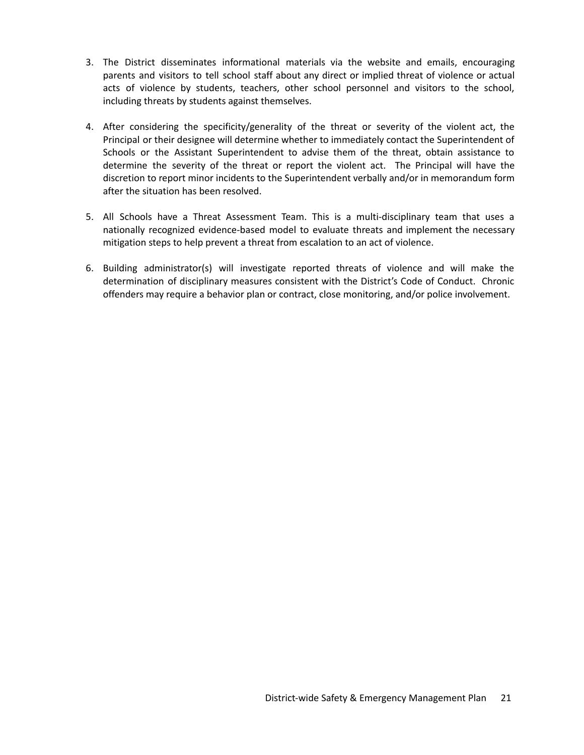3. The District disseminates informational materials via the website and emails, encouraging parents and visitors to tell school staff about any direct or implied threat of violence or actual acts of violence by students, teachers, other school personnel and visitors to the school, including threats by students against themselves.

4. After considering the specificity/generality of the threat or severity of the violent act, the Principal or their designee will determine whether to immediately contact the Superintendent of Schools or the Assistant Superintendent to advise them of the threat, obtain assistance to determine the severity of the threat or report the violent act. The Principal will have the discretion to report minor incidents to the Superintendent verbally and/or in memorandum form after the situation has been resolved.

5. All Schools have a Threat Assessment Team. This is a multi-disciplinary team that uses a nationally recognized evidence-based model to evaluate threats and implement the necessary mitigation steps to help prevent a threat from escalation to an act of violence.

6. Building administrator(s) will investigate reported threats of violence and will make the determination of disciplinary measures consistent with the District's Code of Conduct. Chronic offenders may require a behavior plan or contract, close monitoring, and/or police involvement.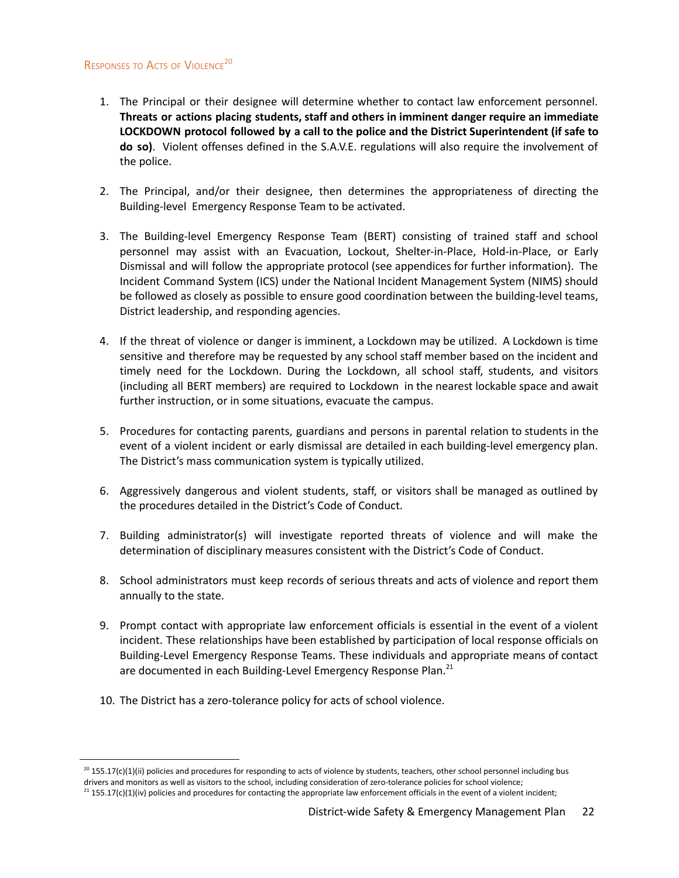## Responses to Acts of Violence[20]

1. The Principal or their designee will determine whether to contact law enforcement personnel. **Threats or actions placing students, staff and others in imminent danger require an immediate LOCKDOWN protocol followed by a call to the police and the District Superintendent (if safe to do so)**. Violent offenses defined in the S.A.V.E. regulations will also require the involvement of the police.

2. The Principal, and/or their designee, then determines the appropriateness of directing the Building-level Emergency Response Team to be activated.

3. The Building-level Emergency Response Team (BERT) consisting of trained staff and school personnel may assist with an Evacuation, Lockout, Shelter-in-Place, Hold-in-Place, or Early Dismissal and will follow the appropriate protocol (see appendices for further information). The Incident Command System (ICS) under the National Incident Management System (NIMS) should be followed as closely as possible to ensure good coordination between the building-level teams, District leadership, and responding agencies.

4. If the threat of violence or danger is imminent, a Lockdown may be utilized. A Lockdown is time sensitive and therefore may be requested by any school staff member based on the incident and timely need for the Lockdown. During the Lockdown, all school staff, students, and visitors (including all BERT members) are required to Lockdown in the nearest lockable space and await further instruction, or in some situations, evacuate the campus.

5. Procedures for contacting parents, guardians and persons in parental relation to students in the event of a violent incident or early dismissal are detailed in each building-level emergency plan. The District's mass communication system is typically utilized.

6. Aggressively dangerous and violent students, staff, or visitors shall be managed as outlined by the procedures detailed in the District's Code of Conduct.

7. Building administrator(s) will investigate reported threats of violence and will make the determination of disciplinary measures consistent with the District's Code of Conduct.

8. School administrators must keep records of serious threats and acts of violence and report them annually to the state.

9. Prompt contact with appropriate law enforcement officials is essential in the event of a violent incident. These relationships have been established by participation of local response officials on Building-Level Emergency Response Teams. These individuals and appropriate means of contact are documented in each Building-Level Emergency Response Plan.[21]

10. The District has a zero-tolerance policy for acts of school violence.

---

[20] 155.17(c)(1)(ii) policies and procedures for responding to acts of violence by students, teachers, other school personnel including bus drivers and monitors as well as visitors to the school, including consideration of zero-tolerance policies for school violence;

[21] 155.17(c)(1)(iv) policies and procedures for contacting the appropriate law enforcement officials in the event of a violent incident;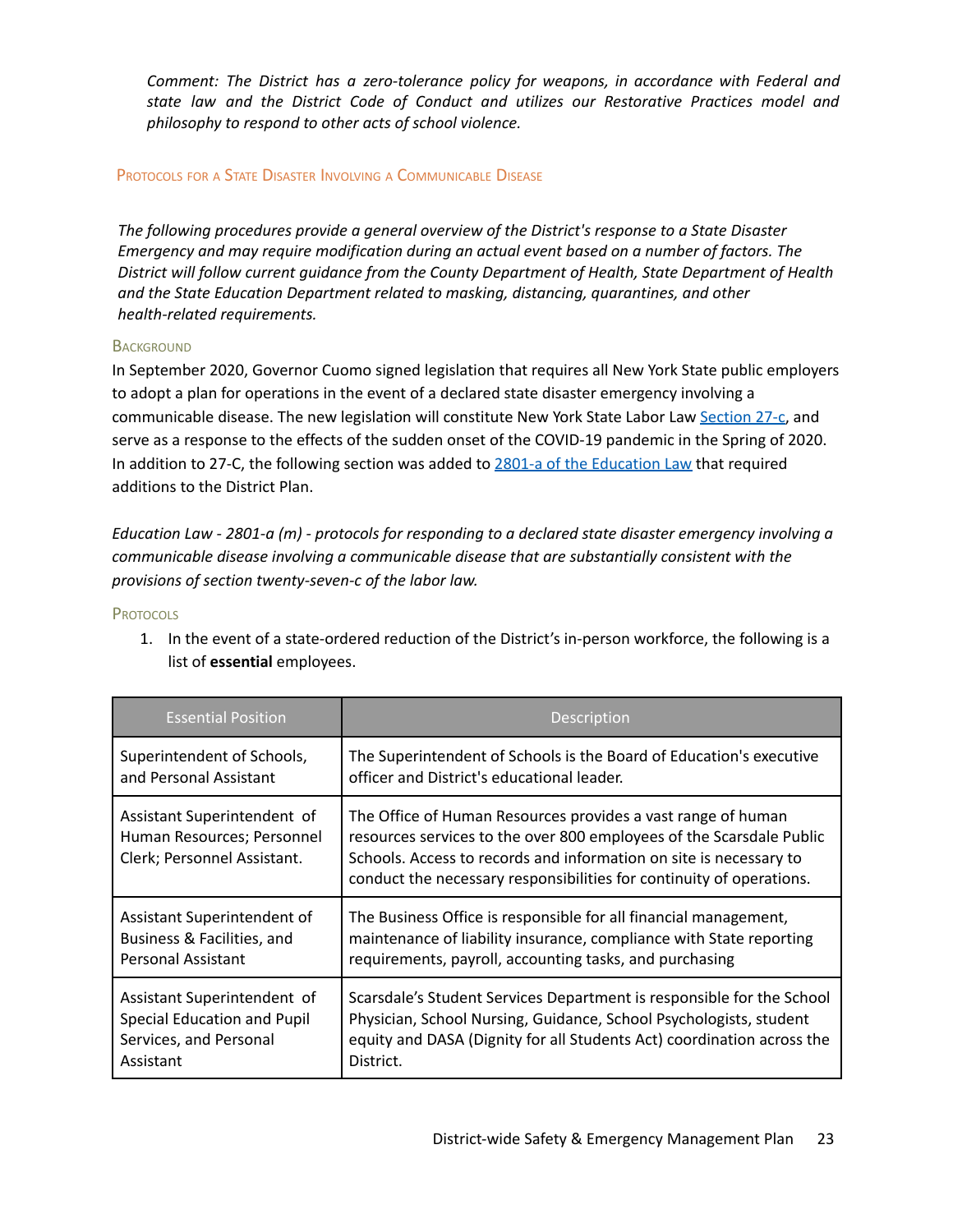*Comment: The District has a zero-tolerance policy for weapons, in accordance with Federal and state law and the District Code of Conduct and utilizes our Restorative Practices model and philosophy to respond to other acts of school violence.*

## Protocols for a State Disaster Involving a Communicable Disease

*The following procedures provide a general overview of the District's response to a State Disaster Emergency and may require modification during an actual event based on a number of factors. The District will follow current guidance from the County Department of Health, State Department of Health and the State Education Department related to masking, distancing, quarantines, and other health-related requirements.*

### Background

In September 2020, Governor Cuomo signed legislation that requires all New York State public employers to adopt a plan for operations in the event of a declared state disaster emergency involving a communicable disease. The new legislation will constitute New York State Labor Law Section 27-c, and serve as a response to the effects of the sudden onset of the COVID-19 pandemic in the Spring of 2020. In addition to 27-C, the following section was added to 2801-a of the Education Law that required additions to the District Plan.

*Education Law - 2801-a (m) - protocols for responding to a declared state disaster emergency involving a communicable disease involving a communicable disease that are substantially consistent with the provisions of section twenty-seven-c of the labor law.*

### Protocols

1. In the event of a state-ordered reduction of the District's in-person workforce, the following is a list of **essential** employees.

| Essential Position | Description |
|---|---|
| Superintendent of Schools, and Personal Assistant | The Superintendent of Schools is the Board of Education's executive officer and District's educational leader. |
| Assistant Superintendent of Human Resources; Personnel Clerk; Personnel Assistant. | The Office of Human Resources provides a vast range of human resources services to the over 800 employees of the Scarsdale Public Schools. Access to records and information on site is necessary to conduct the necessary responsibilities for continuity of operations. |
| Assistant Superintendent of Business & Facilities, and Personal Assistant | The Business Office is responsible for all financial management, maintenance of liability insurance, compliance with State reporting requirements, payroll, accounting tasks, and purchasing |
| Assistant Superintendent of Special Education and Pupil Services, and Personal Assistant | Scarsdale's Student Services Department is responsible for the School Physician, School Nursing, Guidance, School Psychologists, student equity and DASA (Dignity for all Students Act) coordination across the District. |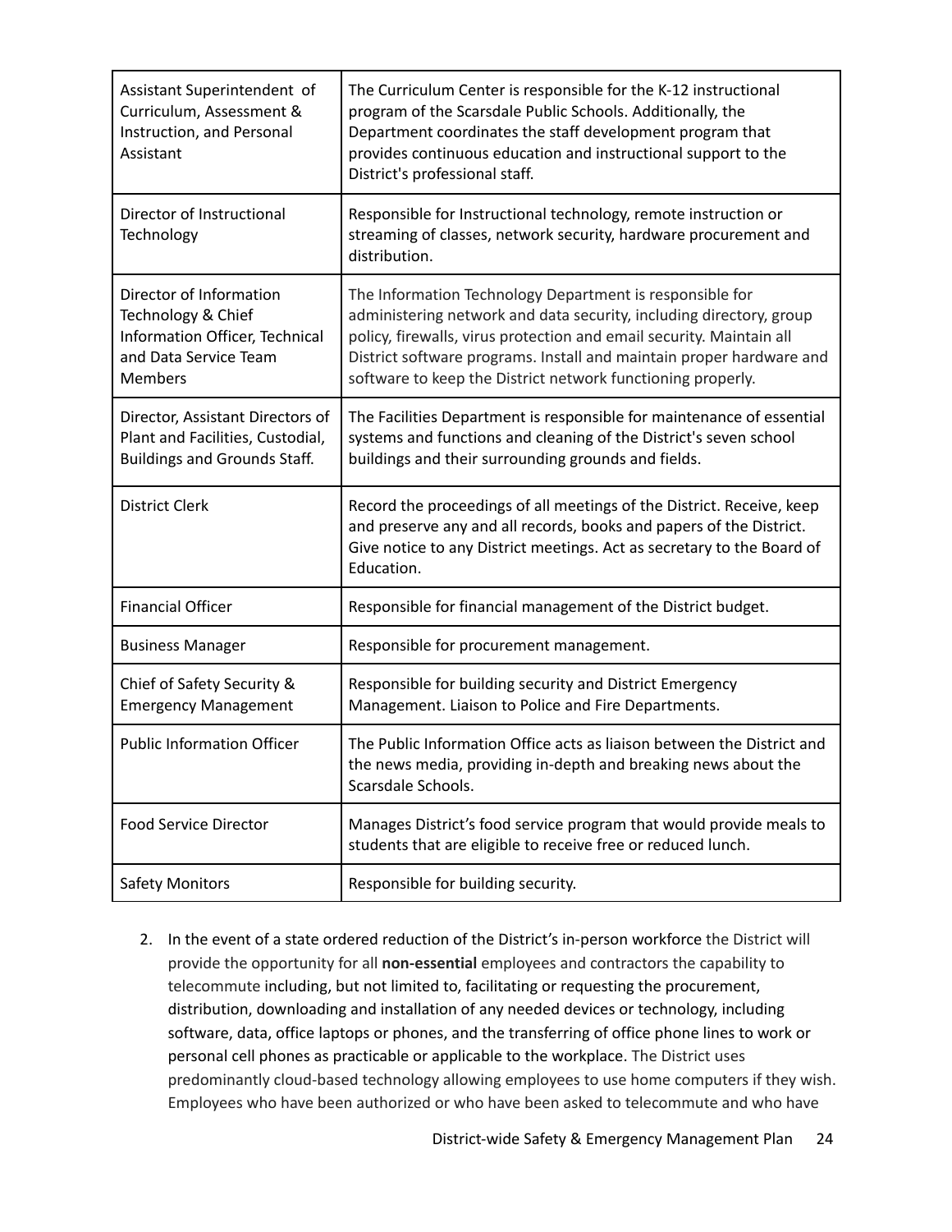| | |
|---|---|
| Assistant Superintendent of Curriculum, Assessment & Instruction, and Personal Assistant | The Curriculum Center is responsible for the K-12 instructional program of the Scarsdale Public Schools. Additionally, the Department coordinates the staff development program that provides continuous education and instructional support to the District's professional staff. |
| Director of Instructional Technology | Responsible for Instructional technology, remote instruction or streaming of classes, network security, hardware procurement and distribution. |
| Director of Information Technology & Chief Information Officer, Technical and Data Service Team Members | The Information Technology Department is responsible for administering network and data security, including directory, group policy, firewalls, virus protection and email security. Maintain all District software programs. Install and maintain proper hardware and software to keep the District network functioning properly. |
| Director, Assistant Directors of Plant and Facilities, Custodial, Buildings and Grounds Staff. | The Facilities Department is responsible for maintenance of essential systems and functions and cleaning of the District's seven school buildings and their surrounding grounds and fields. |
| District Clerk | Record the proceedings of all meetings of the District. Receive, keep and preserve any and all records, books and papers of the District. Give notice to any District meetings. Act as secretary to the Board of Education. |
| Financial Officer | Responsible for financial management of the District budget. |
| Business Manager | Responsible for procurement management. |
| Chief of Safety Security & Emergency Management | Responsible for building security and District Emergency Management. Liaison to Police and Fire Departments. |
| Public Information Officer | The Public Information Office acts as liaison between the District and the news media, providing in-depth and breaking news about the Scarsdale Schools. |
| Food Service Director | Manages District's food service program that would provide meals to students that are eligible to receive free or reduced lunch. |
| Safety Monitors | Responsible for building security. |

2. In the event of a state ordered reduction of the District's in-person workforce the District will provide the opportunity for all **non-essential** employees and contractors the capability to telecommute including, but not limited to, facilitating or requesting the procurement, distribution, downloading and installation of any needed devices or technology, including software, data, office laptops or phones, and the transferring of office phone lines to work or personal cell phones as practicable or applicable to the workplace. The District uses predominantly cloud-based technology allowing employees to use home computers if they wish. Employees who have been authorized or who have been asked to telecommute and who have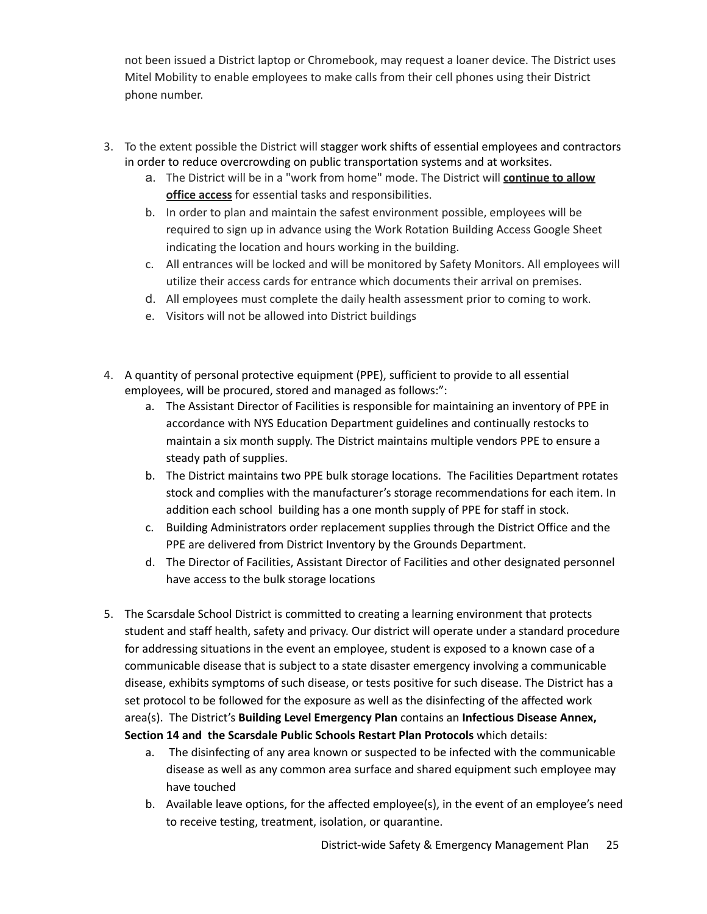not been issued a District laptop or Chromebook, may request a loaner device. The District uses Mitel Mobility to enable employees to make calls from their cell phones using their District phone number.

3. To the extent possible the District will stagger work shifts of essential employees and contractors in order to reduce overcrowding on public transportation systems and at worksites.
   a. The District will be in a "work from home" mode. The District will **continue to allow office access** for essential tasks and responsibilities.
   b. In order to plan and maintain the safest environment possible, employees will be required to sign up in advance using the Work Rotation Building Access Google Sheet indicating the location and hours working in the building.
   c. All entrances will be locked and will be monitored by Safety Monitors. All employees will utilize their access cards for entrance which documents their arrival on premises.
   d. All employees must complete the daily health assessment prior to coming to work.
   e. Visitors will not be allowed into District buildings

4. A quantity of personal protective equipment (PPE), sufficient to provide to all essential employees, will be procured, stored and managed as follows:":
   a. The Assistant Director of Facilities is responsible for maintaining an inventory of PPE in accordance with NYS Education Department guidelines and continually restocks to maintain a six month supply. The District maintains multiple vendors PPE to ensure a steady path of supplies.
   b. The District maintains two PPE bulk storage locations. The Facilities Department rotates stock and complies with the manufacturer's storage recommendations for each item. In addition each school building has a one month supply of PPE for staff in stock.
   c. Building Administrators order replacement supplies through the District Office and the PPE are delivered from District Inventory by the Grounds Department.
   d. The Director of Facilities, Assistant Director of Facilities and other designated personnel have access to the bulk storage locations

5. The Scarsdale School District is committed to creating a learning environment that protects student and staff health, safety and privacy. Our district will operate under a standard procedure for addressing situations in the event an employee, student is exposed to a known case of a communicable disease that is subject to a state disaster emergency involving a communicable disease, exhibits symptoms of such disease, or tests positive for such disease. The District has a set protocol to be followed for the exposure as well as the disinfecting of the affected work area(s). The District's **Building Level Emergency Plan** contains an **Infectious Disease Annex, Section 14 and the Scarsdale Public Schools Restart Plan Protocols** which details:
   a. The disinfecting of any area known or suspected to be infected with the communicable disease as well as any common area surface and shared equipment such employee may have touched
   b. Available leave options, for the affected employee(s), in the event of an employee's need to receive testing, treatment, isolation, or quarantine.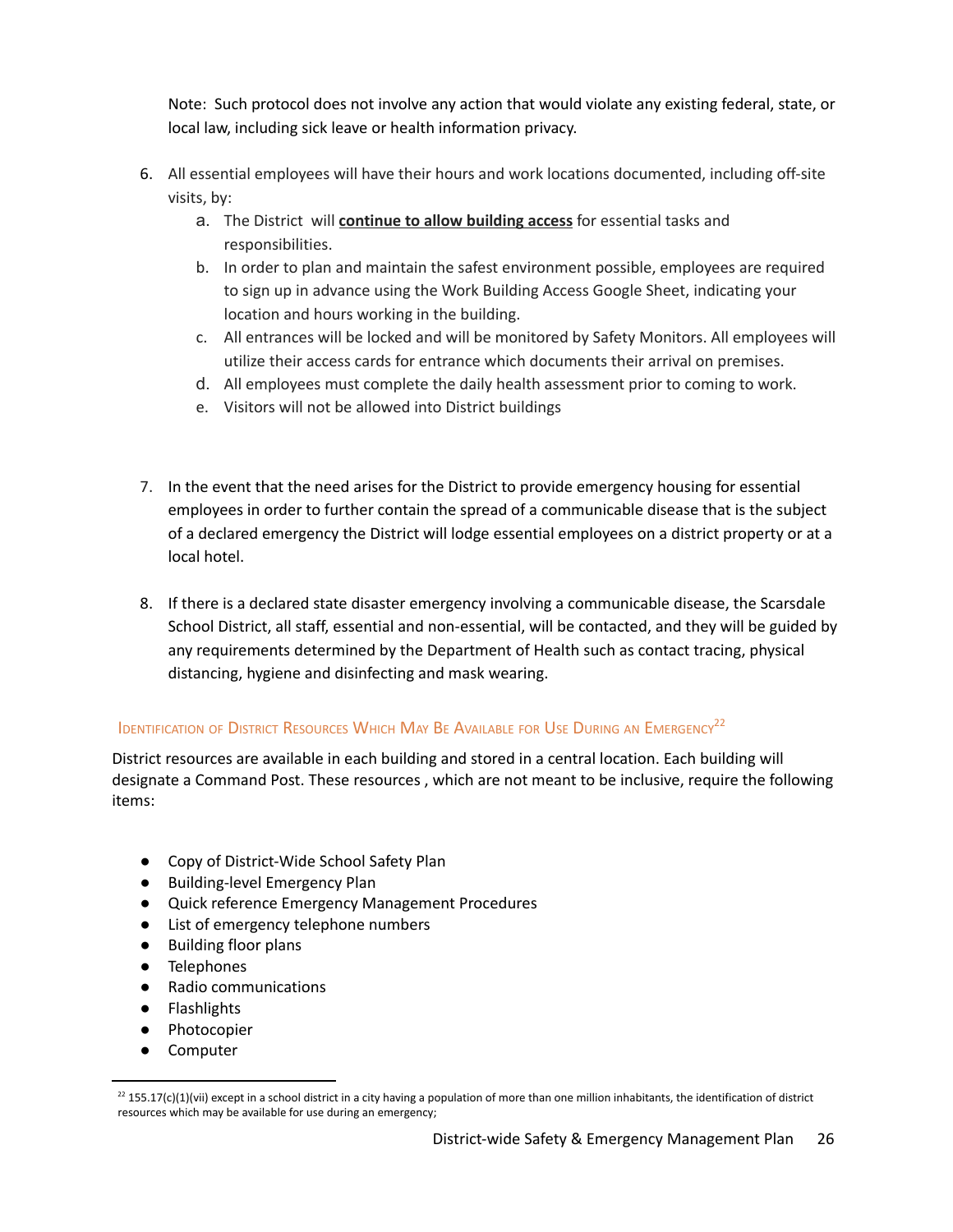Note: Such protocol does not involve any action that would violate any existing federal, state, or local law, including sick leave or health information privacy.

6. All essential employees will have their hours and work locations documented, including off-site visits, by:
    a. The District will **continue to allow building access** for essential tasks and responsibilities.
    b. In order to plan and maintain the safest environment possible, employees are required to sign up in advance using the Work Building Access Google Sheet, indicating your location and hours working in the building.
    c. All entrances will be locked and will be monitored by Safety Monitors. All employees will utilize their access cards for entrance which documents their arrival on premises.
    d. All employees must complete the daily health assessment prior to coming to work.
    e. Visitors will not be allowed into District buildings

7. In the event that the need arises for the District to provide emergency housing for essential employees in order to further contain the spread of a communicable disease that is the subject of a declared emergency the District will lodge essential employees on a district property or at a local hotel.

8. If there is a declared state disaster emergency involving a communicable disease, the Scarsdale School District, all staff, essential and non-essential, will be contacted, and they will be guided by any requirements determined by the Department of Health such as contact tracing, physical distancing, hygiene and disinfecting and mask wearing.

### Identification of District Resources Which May Be Available for Use During an Emergency[22]

District resources are available in each building and stored in a central location. Each building will designate a Command Post. These resources , which are not meant to be inclusive, require the following items:

- Copy of District-Wide School Safety Plan
- Building-level Emergency Plan
- Quick reference Emergency Management Procedures
- List of emergency telephone numbers
- Building floor plans
- Telephones
- Radio communications
- Flashlights
- Photocopier
- Computer

[22] 155.17(c)(1)(vii) except in a school district in a city having a population of more than one million inhabitants, the identification of district resources which may be available for use during an emergency;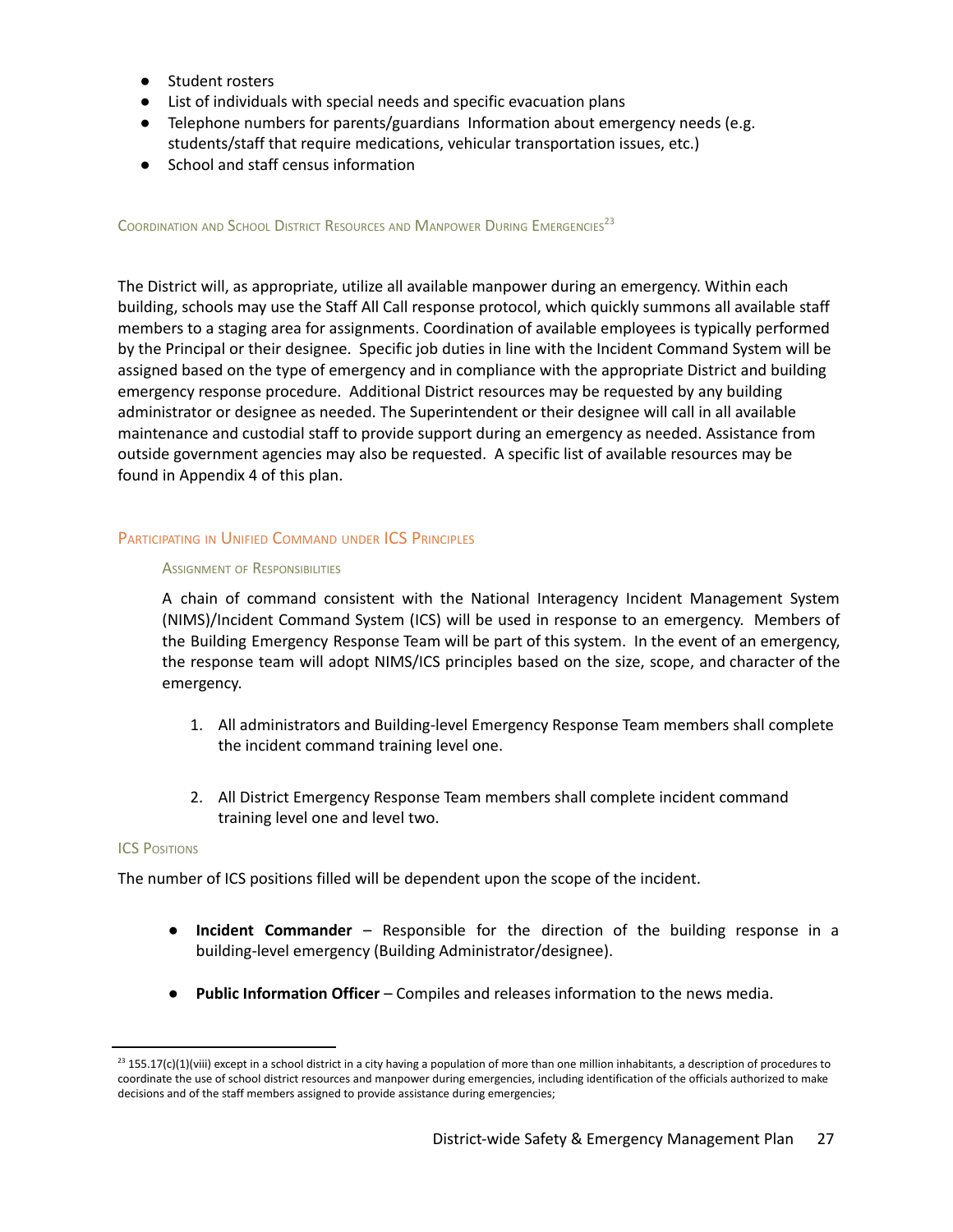- Student rosters
- List of individuals with special needs and specific evacuation plans
- Telephone numbers for parents/guardians  Information about emergency needs (e.g. students/staff that require medications, vehicular transportation issues, etc.)
- School and staff census information

#### Coordination and School District Resources and Manpower During Emergencies[23]

The District will, as appropriate, utilize all available manpower during an emergency. Within each building, schools may use the Staff All Call response protocol, which quickly summons all available staff members to a staging area for assignments. Coordination of available employees is typically performed by the Principal or their designee.  Specific job duties in line with the Incident Command System will be assigned based on the type of emergency and in compliance with the appropriate District and building emergency response procedure.  Additional District resources may be requested by any building administrator or designee as needed. The Superintendent or their designee will call in all available maintenance and custodial staff to provide support during an emergency as needed. Assistance from outside government agencies may also be requested.  A specific list of available resources may be found in Appendix 4 of this plan.

### Participating in Unified Command under ICS Principles

#### Assignment of Responsibilities

A chain of command consistent with the National Interagency Incident Management System (NIMS)/Incident Command System (ICS) will be used in response to an emergency.  Members of the Building Emergency Response Team will be part of this system.  In the event of an emergency, the response team will adopt NIMS/ICS principles based on the size, scope, and character of the emergency.

1. All administrators and Building-level Emergency Response Team members shall complete the incident command training level one.

2. All District Emergency Response Team members shall complete incident command training level one and level two.

### ICS Positions

The number of ICS positions filled will be dependent upon the scope of the incident.

- **Incident Commander** – Responsible for the direction of the building response in a building-level emergency (Building Administrator/designee).

- **Public Information Officer** – Compiles and releases information to the news media.

[23] 155.17(c)(1)(viii) except in a school district in a city having a population of more than one million inhabitants, a description of procedures to coordinate the use of school district resources and manpower during emergencies, including identification of the officials authorized to make decisions and of the staff members assigned to provide assistance during emergencies;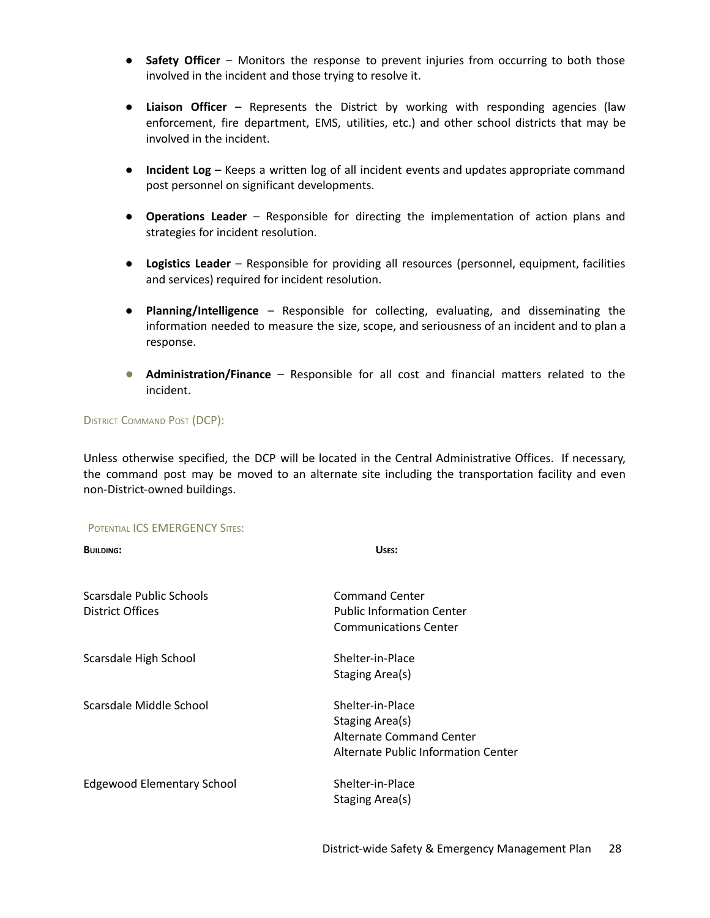- **Safety Officer** – Monitors the response to prevent injuries from occurring to both those involved in the incident and those trying to resolve it.

- **Liaison Officer** – Represents the District by working with responding agencies (law enforcement, fire department, EMS, utilities, etc.) and other school districts that may be involved in the incident.

- **Incident Log** – Keeps a written log of all incident events and updates appropriate command post personnel on significant developments.

- **Operations Leader** – Responsible for directing the implementation of action plans and strategies for incident resolution.

- **Logistics Leader** – Responsible for providing all resources (personnel, equipment, facilities and services) required for incident resolution.

- **Planning/Intelligence** – Responsible for collecting, evaluating, and disseminating the information needed to measure the size, scope, and seriousness of an incident and to plan a response.

- **Administration/Finance** – Responsible for all cost and financial matters related to the incident.

### District Command Post (DCP):

Unless otherwise specified, the DCP will be located in the Central Administrative Offices. If necessary, the command post may be moved to an alternate site including the transportation facility and even non-District-owned buildings.

### Potential ICS Emergency Sites:

| **Building:** | **Uses:** |
|---|---|
| Scarsdale Public Schools District Offices | Command Center<br>Public Information Center<br>Communications Center |
| Scarsdale High School | Shelter-in-Place<br>Staging Area(s) |
| Scarsdale Middle School | Shelter-in-Place<br>Staging Area(s)<br>Alternate Command Center<br>Alternate Public Information Center |
| Edgewood Elementary School | Shelter-in-Place<br>Staging Area(s) |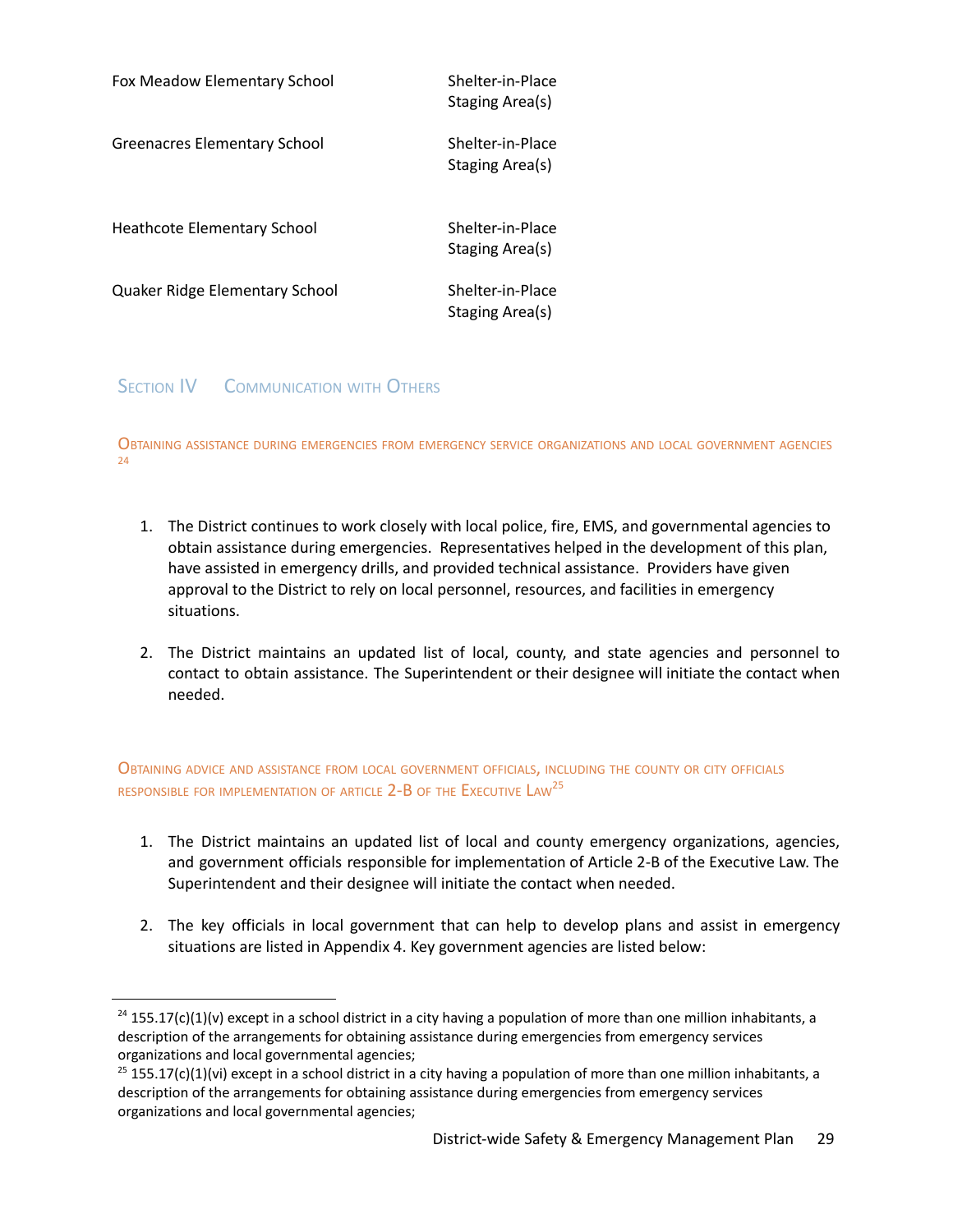| | |
|---|---|
| Fox Meadow Elementary School | Shelter-in-Place<br>Staging Area(s) |
| Greenacres Elementary School | Shelter-in-Place<br>Staging Area(s) |
| Heathcote Elementary School | Shelter-in-Place<br>Staging Area(s) |
| Quaker Ridge Elementary School | Shelter-in-Place<br>Staging Area(s) |

## Section IV Communication with Others

### Obtaining assistance during emergencies from emergency service organizations and local government agencies [24]

1. The District continues to work closely with local police, fire, EMS, and governmental agencies to obtain assistance during emergencies. Representatives helped in the development of this plan, have assisted in emergency drills, and provided technical assistance. Providers have given approval to the District to rely on local personnel, resources, and facilities in emergency situations.

2. The District maintains an updated list of local, county, and state agencies and personnel to contact to obtain assistance. The Superintendent or their designee will initiate the contact when needed.

### Obtaining advice and assistance from local government officials, including the county or city officials responsible for implementation of Article 2-B of the Executive Law[25]

1. The District maintains an updated list of local and county emergency organizations, agencies, and government officials responsible for implementation of Article 2-B of the Executive Law. The Superintendent and their designee will initiate the contact when needed.

2. The key officials in local government that can help to develop plans and assist in emergency situations are listed in Appendix 4. Key government agencies are listed below:

---

[24] 155.17(c)(1)(v) except in a school district in a city having a population of more than one million inhabitants, a description of the arrangements for obtaining assistance during emergencies from emergency services organizations and local governmental agencies;

[25] 155.17(c)(1)(vi) except in a school district in a city having a population of more than one million inhabitants, a description of the arrangements for obtaining assistance during emergencies from emergency services organizations and local governmental agencies;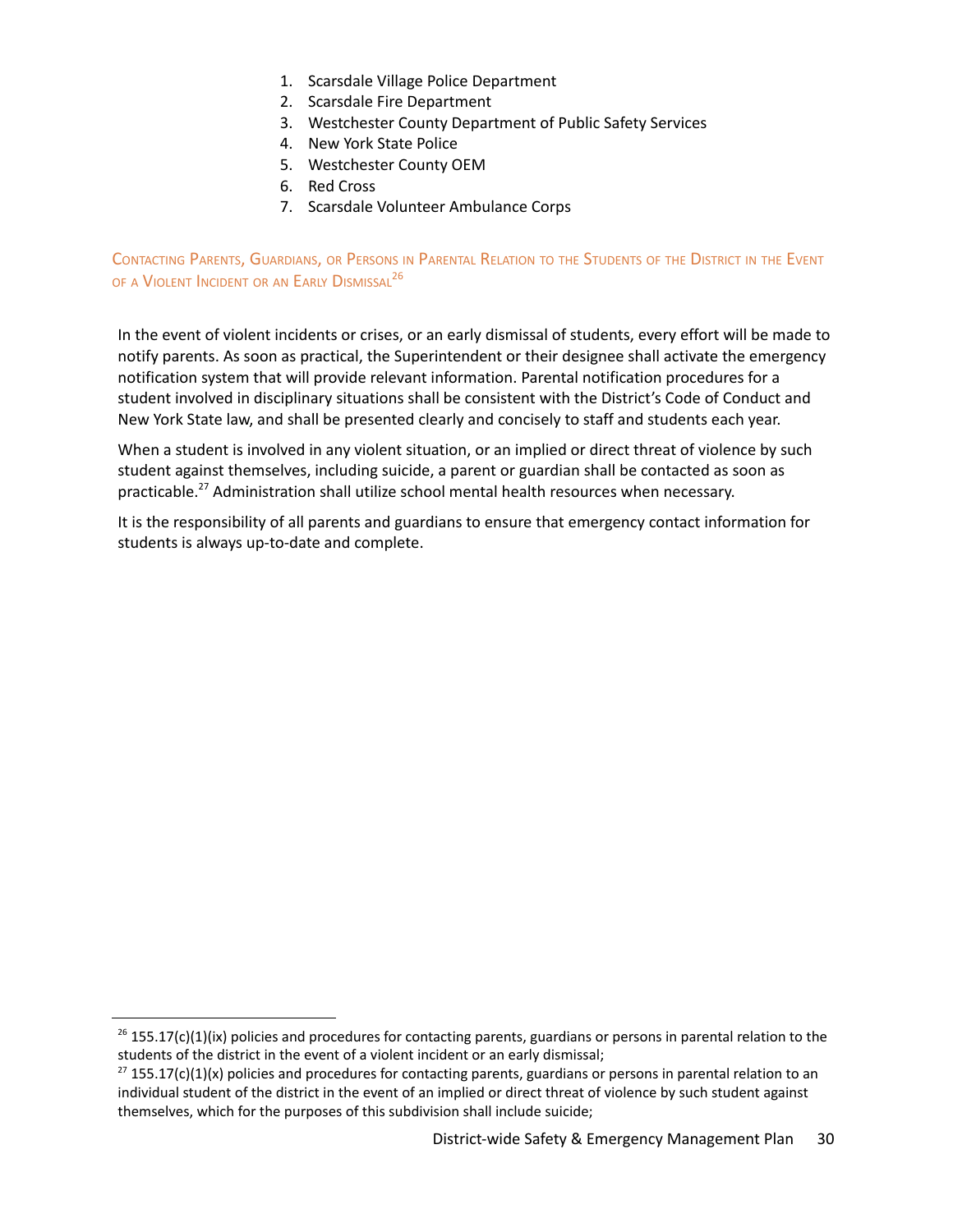1. Scarsdale Village Police Department
2. Scarsdale Fire Department
3. Westchester County Department of Public Safety Services
4. New York State Police
5. Westchester County OEM
6. Red Cross
7. Scarsdale Volunteer Ambulance Corps

### Contacting Parents, Guardians, or Persons in Parental Relation to the Students of the District in the Event of a Violent Incident or an Early Dismissal[26]

In the event of violent incidents or crises, or an early dismissal of students, every effort will be made to notify parents. As soon as practical, the Superintendent or their designee shall activate the emergency notification system that will provide relevant information. Parental notification procedures for a student involved in disciplinary situations shall be consistent with the District's Code of Conduct and New York State law, and shall be presented clearly and concisely to staff and students each year.

When a student is involved in any violent situation, or an implied or direct threat of violence by such student against themselves, including suicide, a parent or guardian shall be contacted as soon as practicable.[27] Administration shall utilize school mental health resources when necessary.

It is the responsibility of all parents and guardians to ensure that emergency contact information for students is always up-to-date and complete.

---

[26] 155.17(c)(1)(ix) policies and procedures for contacting parents, guardians or persons in parental relation to the students of the district in the event of a violent incident or an early dismissal;

[27] 155.17(c)(1)(x) policies and procedures for contacting parents, guardians or persons in parental relation to an individual student of the district in the event of an implied or direct threat of violence by such student against themselves, which for the purposes of this subdivision shall include suicide;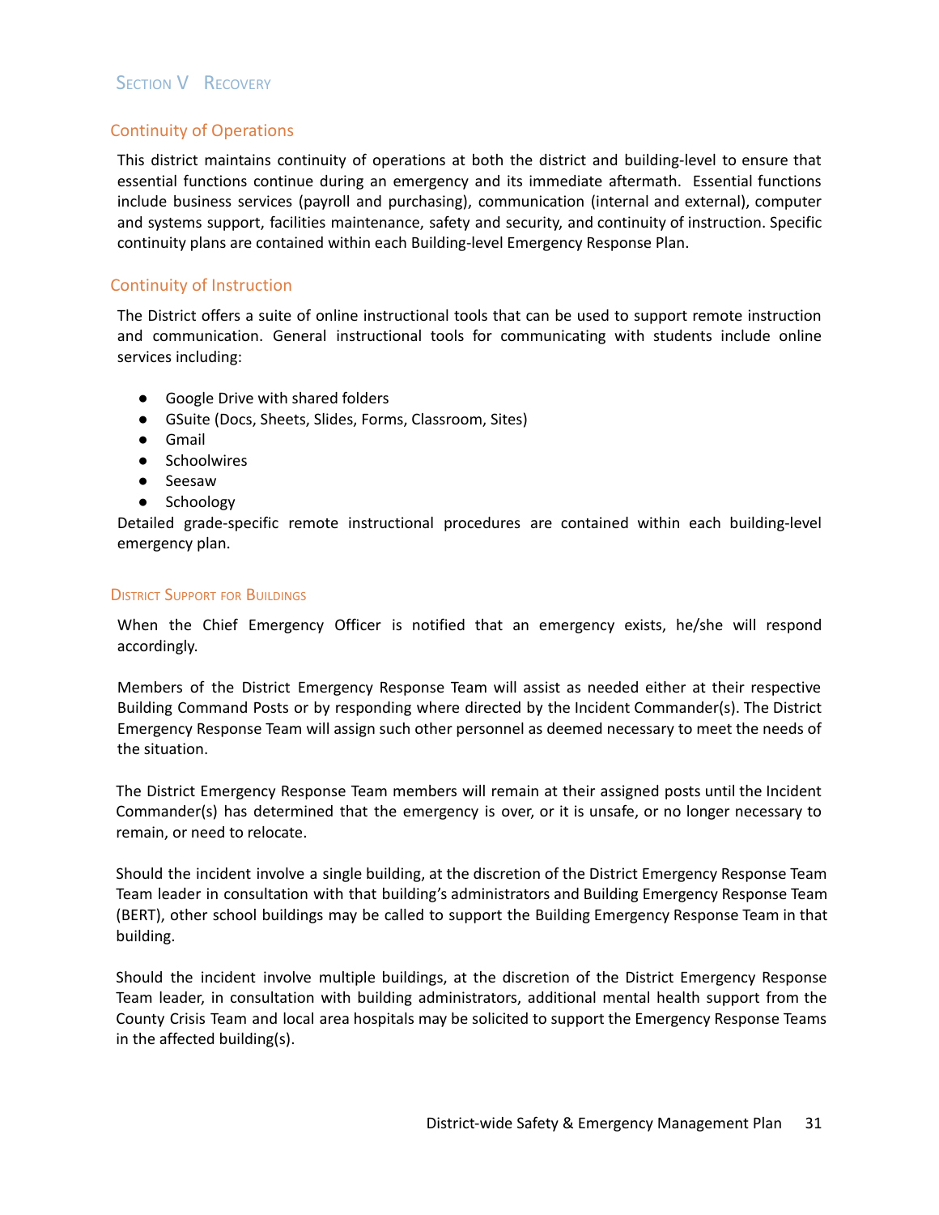# Section V Recovery

## Continuity of Operations

This district maintains continuity of operations at both the district and building-level to ensure that essential functions continue during an emergency and its immediate aftermath. Essential functions include business services (payroll and purchasing), communication (internal and external), computer and systems support, facilities maintenance, safety and security, and continuity of instruction. Specific continuity plans are contained within each Building-level Emergency Response Plan.

## Continuity of Instruction

The District offers a suite of online instructional tools that can be used to support remote instruction and communication. General instructional tools for communicating with students include online services including:

- Google Drive with shared folders
- GSuite (Docs, Sheets, Slides, Forms, Classroom, Sites)
- Gmail
- Schoolwires
- Seesaw
- Schoology

Detailed grade-specific remote instructional procedures are contained within each building-level emergency plan.

### District Support for Buildings

When the Chief Emergency Officer is notified that an emergency exists, he/she will respond accordingly.

Members of the District Emergency Response Team will assist as needed either at their respective Building Command Posts or by responding where directed by the Incident Commander(s). The District Emergency Response Team will assign such other personnel as deemed necessary to meet the needs of the situation.

The District Emergency Response Team members will remain at their assigned posts until the Incident Commander(s) has determined that the emergency is over, or it is unsafe, or no longer necessary to remain, or need to relocate.

Should the incident involve a single building, at the discretion of the District Emergency Response Team Team leader in consultation with that building's administrators and Building Emergency Response Team (BERT), other school buildings may be called to support the Building Emergency Response Team in that building.

Should the incident involve multiple buildings, at the discretion of the District Emergency Response Team leader, in consultation with building administrators, additional mental health support from the County Crisis Team and local area hospitals may be solicited to support the Emergency Response Teams in the affected building(s).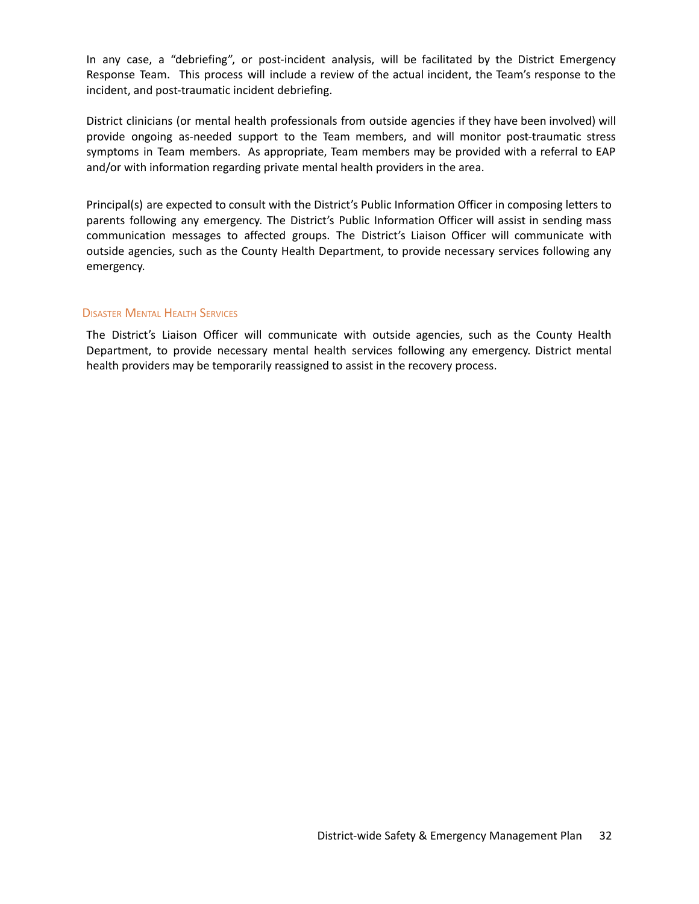In any case, a “debriefing”, or post-incident analysis, will be facilitated by the District Emergency Response Team. This process will include a review of the actual incident, the Team’s response to the incident, and post-traumatic incident debriefing.

District clinicians (or mental health professionals from outside agencies if they have been involved) will provide ongoing as-needed support to the Team members, and will monitor post-traumatic stress symptoms in Team members. As appropriate, Team members may be provided with a referral to EAP and/or with information regarding private mental health providers in the area.

Principal(s) are expected to consult with the District’s Public Information Officer in composing letters to parents following any emergency. The District’s Public Information Officer will assist in sending mass communication messages to affected groups. The District’s Liaison Officer will communicate with outside agencies, such as the County Health Department, to provide necessary services following any emergency.

### Disaster Mental Health Services

The District’s Liaison Officer will communicate with outside agencies, such as the County Health Department, to provide necessary mental health services following any emergency. District mental health providers may be temporarily reassigned to assist in the recovery process.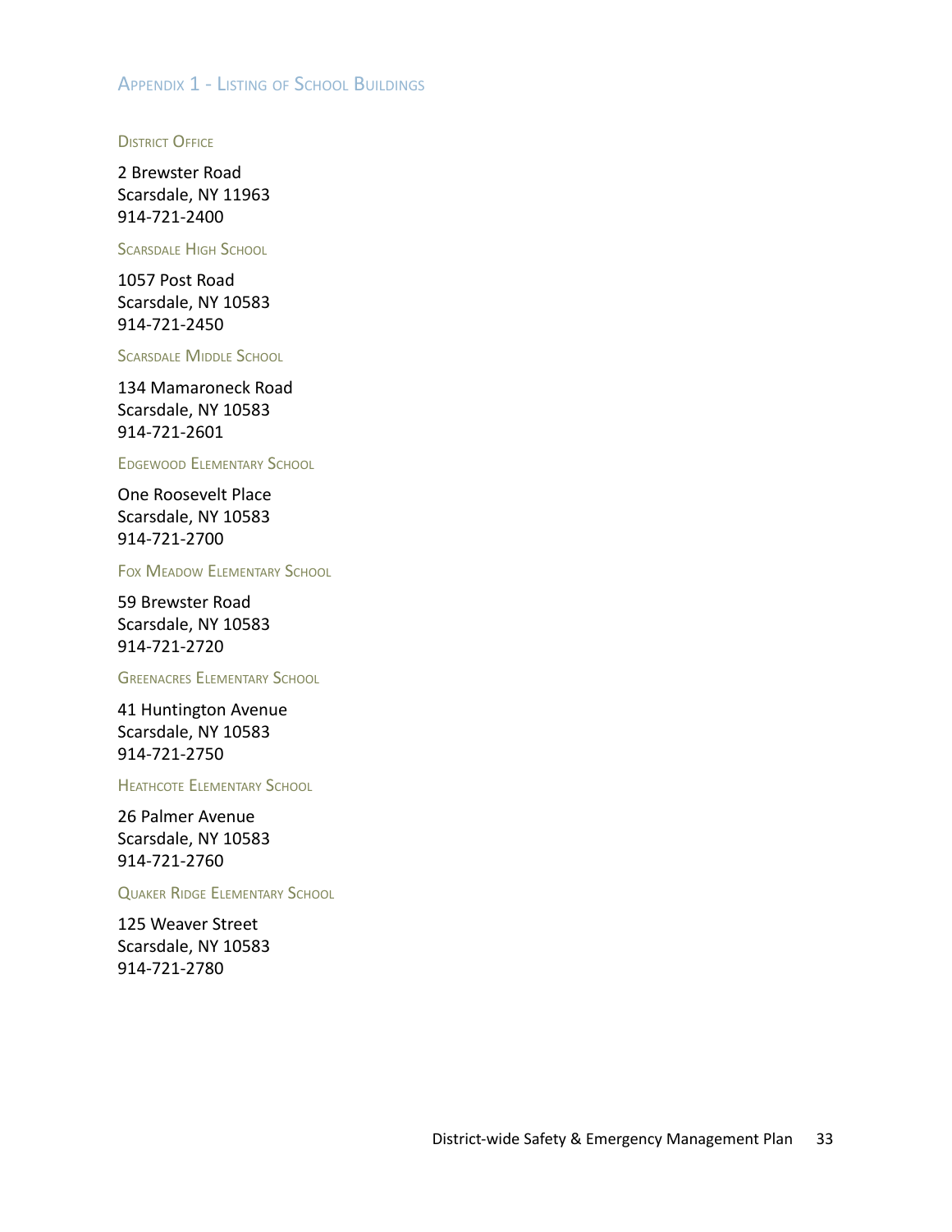## Appendix 1 - Listing of School Buildings

### District Office

2 Brewster Road
Scarsdale, NY 11963
914-721-2400

### Scarsdale High School

1057 Post Road
Scarsdale, NY 10583
914-721-2450

### Scarsdale Middle School

134 Mamaroneck Road
Scarsdale, NY 10583
914-721-2601

### Edgewood Elementary School

One Roosevelt Place
Scarsdale, NY 10583
914-721-2700

### Fox Meadow Elementary School

59 Brewster Road
Scarsdale, NY 10583
914-721-2720

### Greenacres Elementary School

41 Huntington Avenue
Scarsdale, NY 10583
914-721-2750

### Heathcote Elementary School

26 Palmer Avenue
Scarsdale, NY 10583
914-721-2760

### Quaker Ridge Elementary School

125 Weaver Street
Scarsdale, NY 10583
914-721-2780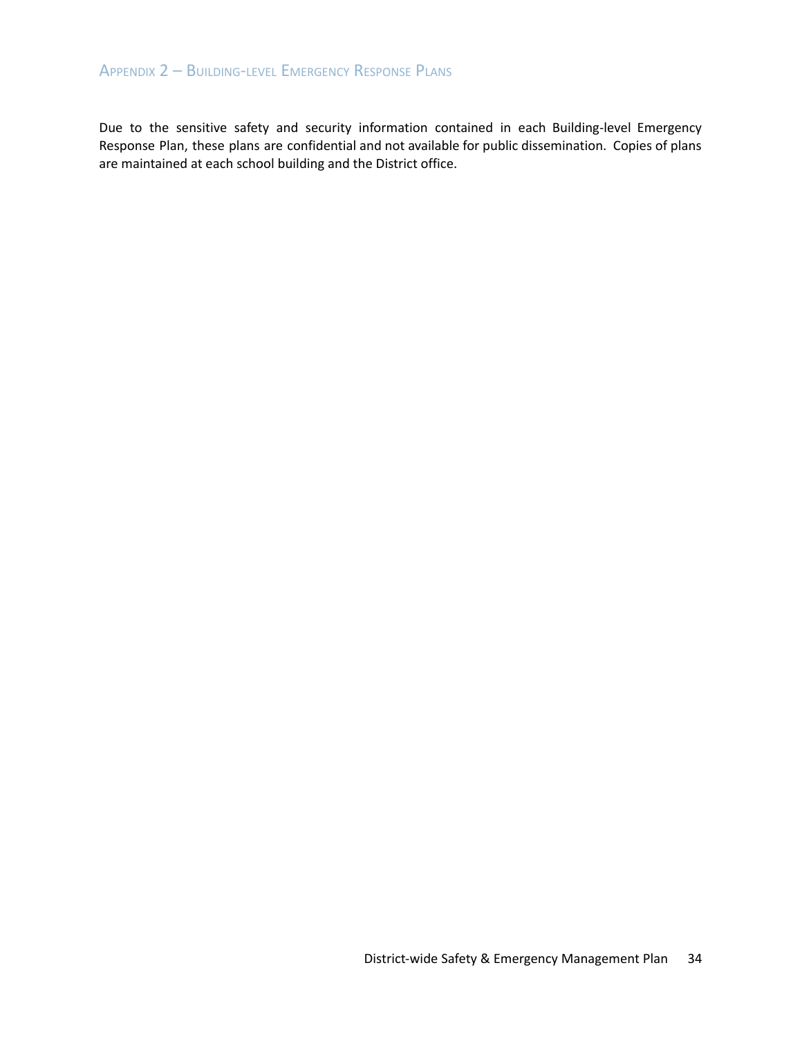## Appendix 2 – Building-level Emergency Response Plans

Due to the sensitive safety and security information contained in each Building-level Emergency Response Plan, these plans are confidential and not available for public dissemination. Copies of plans are maintained at each school building and the District office.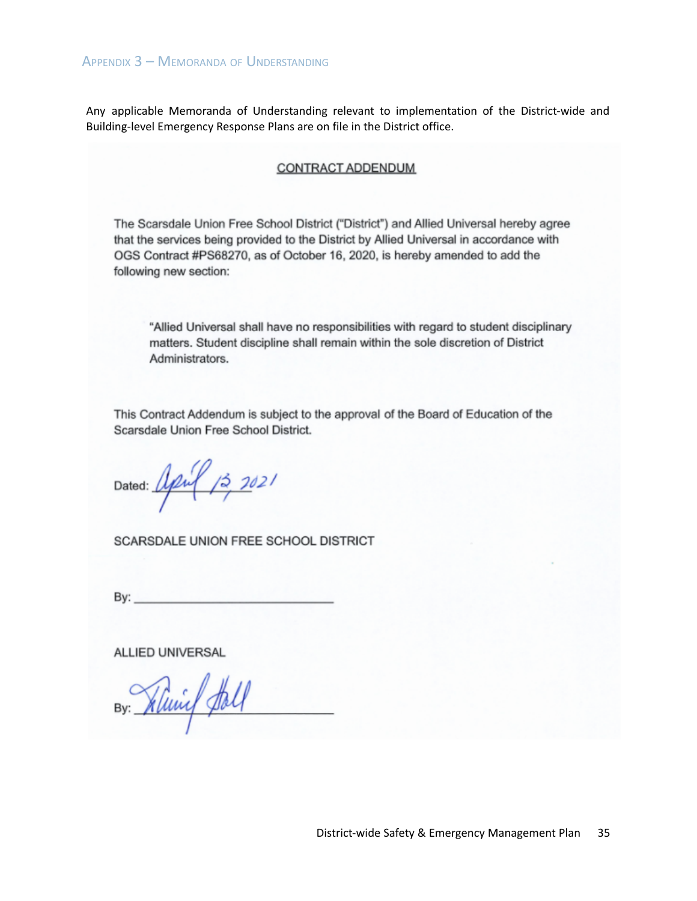## Appendix 3 – Memoranda of Understanding

Any applicable Memoranda of Understanding relevant to implementation of the District-wide and Building-level Emergency Response Plans are on file in the District office.

**CONTRACT ADDENDUM**

The Scarsdale Union Free School District ("District") and Allied Universal hereby agree that the services being provided to the District by Allied Universal in accordance with OGS Contract #PS68270, as of October 16, 2020, is hereby amended to add the following new section:

> "Allied Universal shall have no responsibilities with regard to student disciplinary matters. Student discipline shall remain within the sole discretion of District Administrators.

This Contract Addendum is subject to the approval of the Board of Education of the Scarsdale Union Free School District.

Dated: April 13, 2021

SCARSDALE UNION FREE SCHOOL DISTRICT

By: ______________________________

ALLIED UNIVERSAL

By: [signature]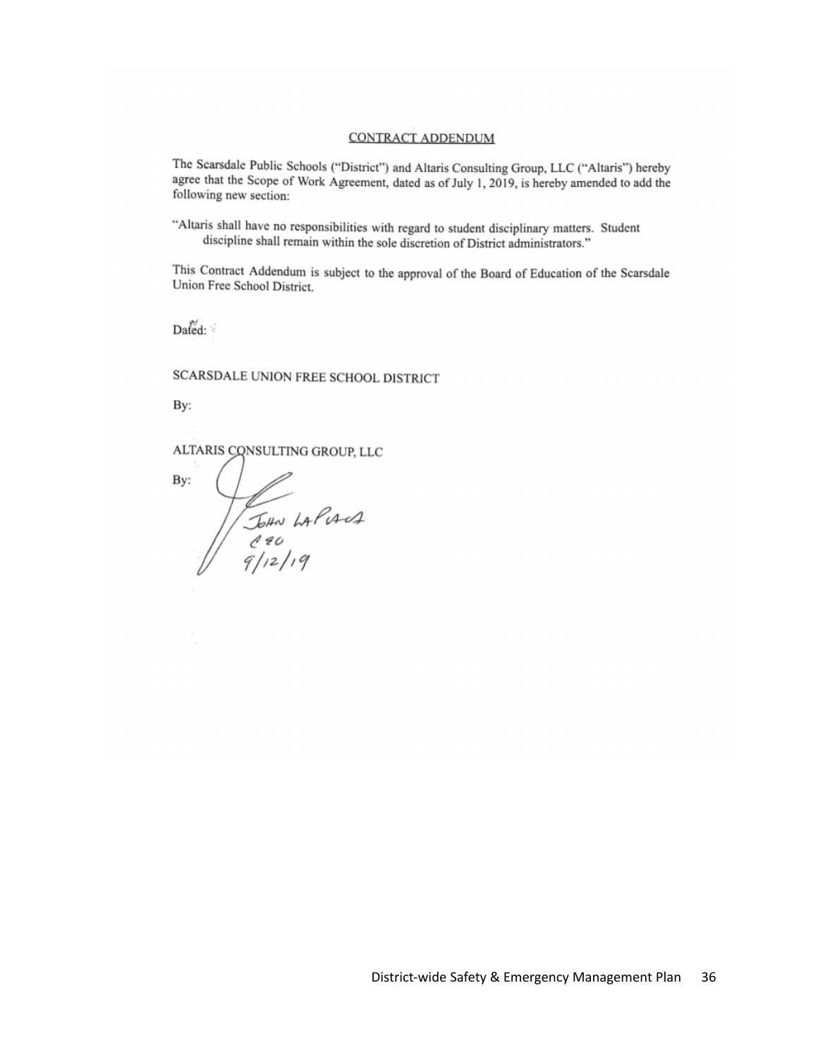## CONTRACT ADDENDUM

The Scarsdale Public Schools ("District") and Altaris Consulting Group, LLC ("Altaris") hereby agree that the Scope of Work Agreement, dated as of July 1, 2019, is hereby amended to add the following new section:

"Altaris shall have no responsibilities with regard to student disciplinary matters. Student discipline shall remain within the sole discretion of District administrators."

This Contract Addendum is subject to the approval of the Board of Education of the Scarsdale Union Free School District.

Dated:

SCARSDALE UNION FREE SCHOOL DISTRICT

By:

ALTARIS CONSULTING GROUP, LLC

By:

John LaPlaca
CEO
9/12/19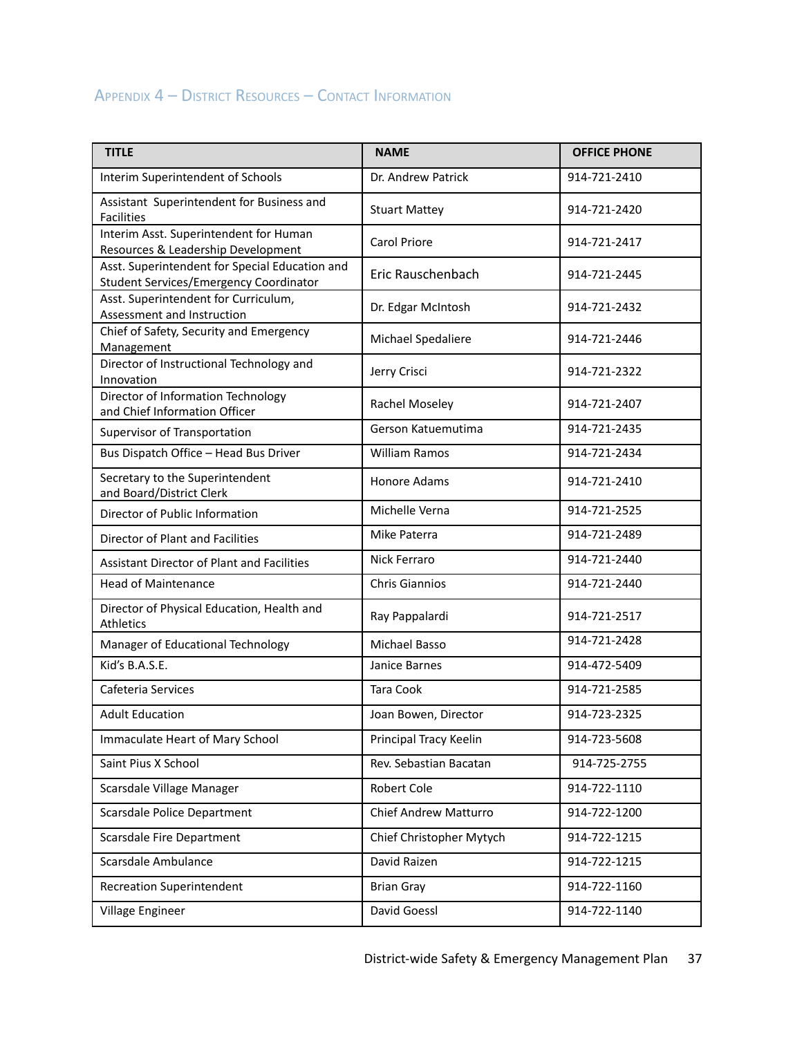## Appendix 4 – District Resources – Contact Information

| TITLE | NAME | OFFICE PHONE |
|---|---|---|
| Interim Superintendent of Schools | Dr. Andrew Patrick | 914-721-2410 |
| Assistant Superintendent for Business and Facilities | Stuart Mattey | 914-721-2420 |
| Interim Asst. Superintendent for Human Resources & Leadership Development | Carol Priore | 914-721-2417 |
| Asst. Superintendent for Special Education and Student Services/Emergency Coordinator | Eric Rauschenbach | 914-721-2445 |
| Asst. Superintendent for Curriculum, Assessment and Instruction | Dr. Edgar McIntosh | 914-721-2432 |
| Chief of Safety, Security and Emergency Management | Michael Spedaliere | 914-721-2446 |
| Director of Instructional Technology and Innovation | Jerry Crisci | 914-721-2322 |
| Director of Information Technology and Chief Information Officer | Rachel Moseley | 914-721-2407 |
| Supervisor of Transportation | Gerson Katuemutima | 914-721-2435 |
| Bus Dispatch Office – Head Bus Driver | William Ramos | 914-721-2434 |
| Secretary to the Superintendent and Board/District Clerk | Honore Adams | 914-721-2410 |
| Director of Public Information | Michelle Verna | 914-721-2525 |
| Director of Plant and Facilities | Mike Paterra | 914-721-2489 |
| Assistant Director of Plant and Facilities | Nick Ferraro | 914-721-2440 |
| Head of Maintenance | Chris Giannios | 914-721-2440 |
| Director of Physical Education, Health and Athletics | Ray Pappalardi | 914-721-2517 |
| Manager of Educational Technology | Michael Basso | 914-721-2428 |
| Kid's B.A.S.E. | Janice Barnes | 914-472-5409 |
| Cafeteria Services | Tara Cook | 914-721-2585 |
| Adult Education | Joan Bowen, Director | 914-723-2325 |
| Immaculate Heart of Mary School | Principal Tracy Keelin | 914-723-5608 |
| Saint Pius X School | Rev. Sebastian Bacatan | 914-725-2755 |
| Scarsdale Village Manager | Robert Cole | 914-722-1110 |
| Scarsdale Police Department | Chief Andrew Matturro | 914-722-1200 |
| Scarsdale Fire Department | Chief Christopher Mytych | 914-722-1215 |
| Scarsdale Ambulance | David Raizen | 914-722-1215 |
| Recreation Superintendent | Brian Gray | 914-722-1160 |
| Village Engineer | David Goessl | 914-722-1140 |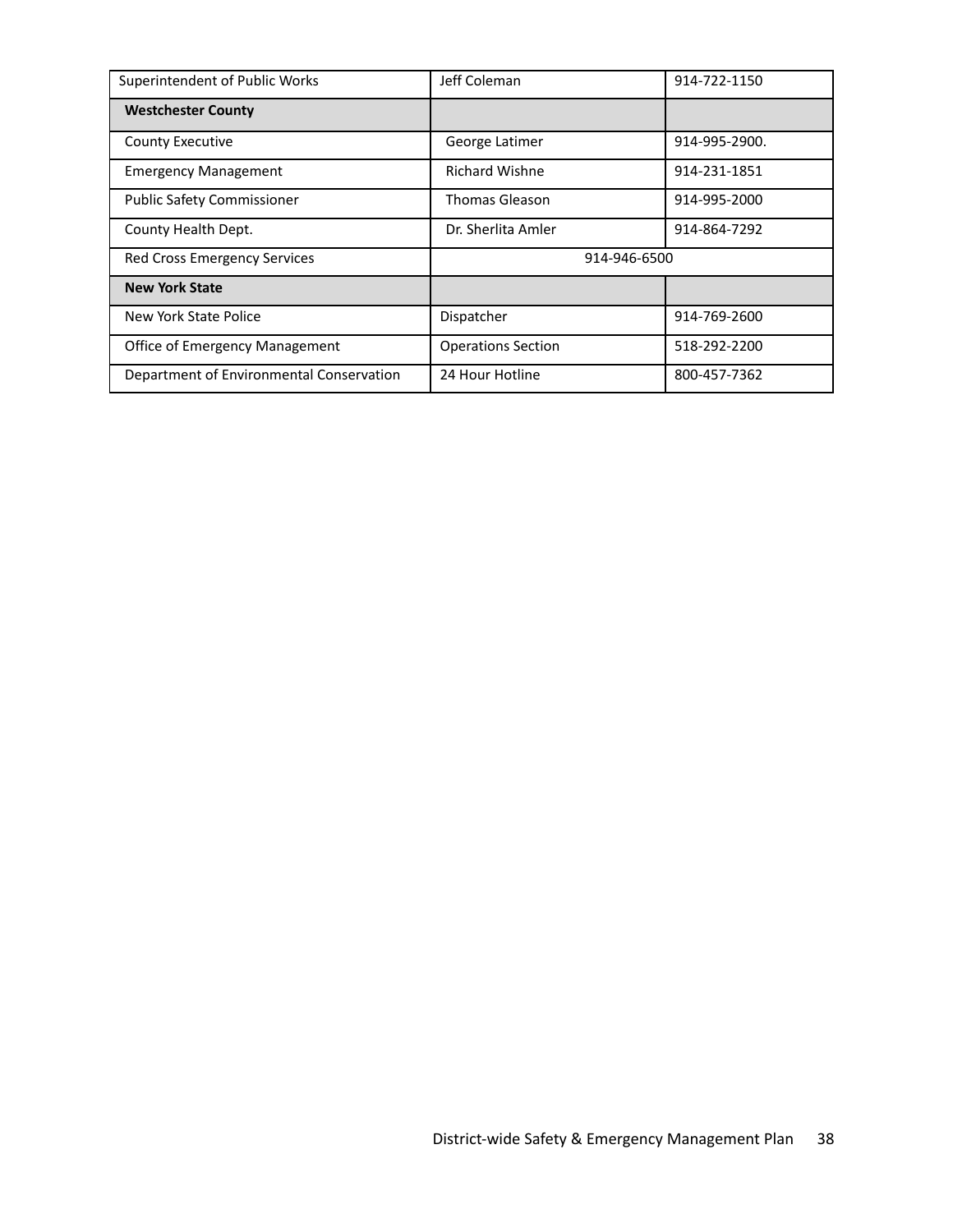| Superintendent of Public Works | Jeff Coleman | 914-722-1150 |
|---|---|---|
| **Westchester County** | | |
| County Executive | George Latimer | 914-995-2900. |
| Emergency Management | Richard Wishne | 914-231-1851 |
| Public Safety Commissioner | Thomas Gleason | 914-995-2000 |
| County Health Dept. | Dr. Sherlita Amler | 914-864-7292 |
| Red Cross Emergency Services | 914-946-6500 | |
| **New York State** | | |
| New York State Police | Dispatcher | 914-769-2600 |
| Office of Emergency Management | Operations Section | 518-292-2200 |
| Department of Environmental Conservation | 24 Hour Hotline | 800-457-7362 |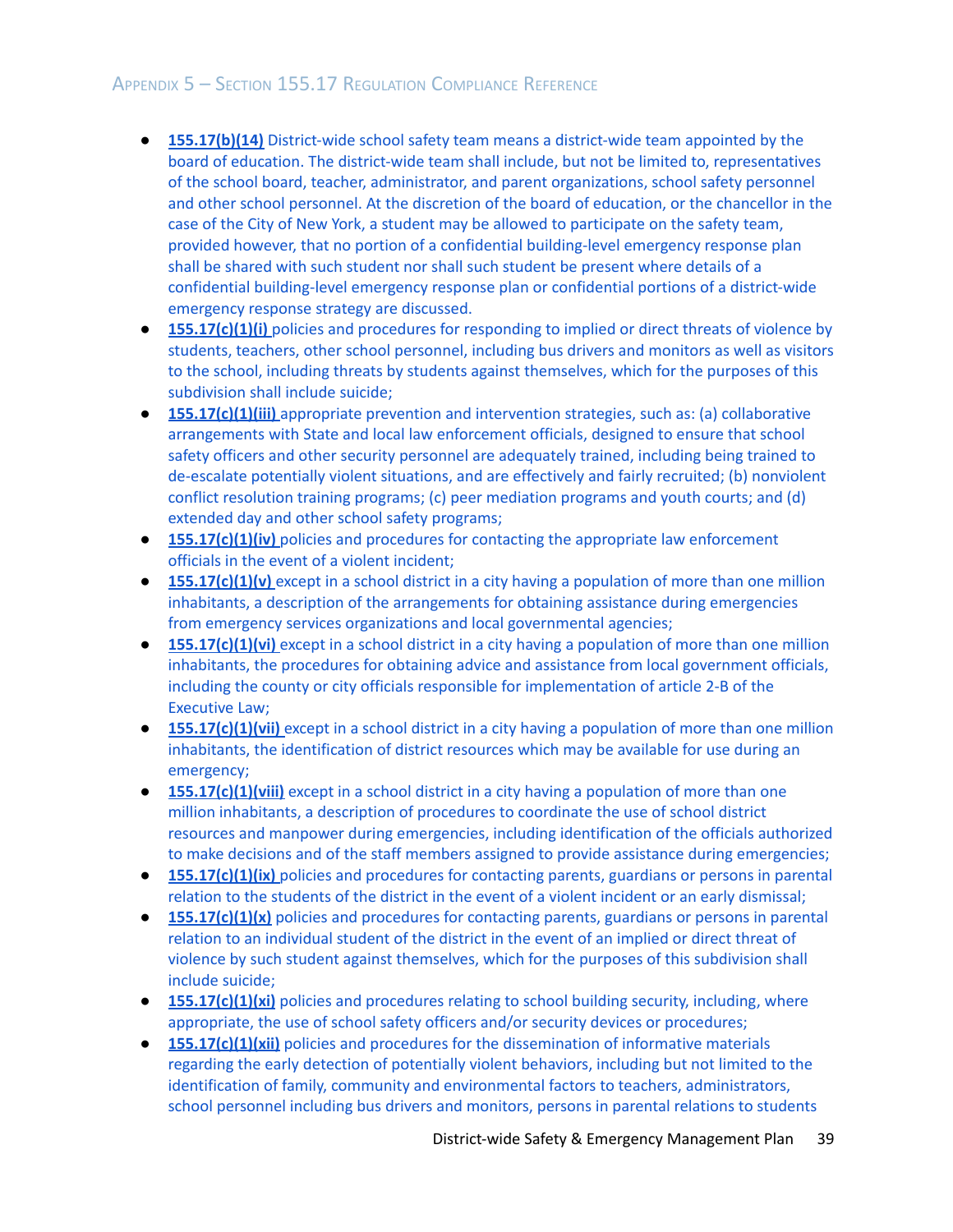## Appendix 5 – Section 155.17 Regulation Compliance Reference

- **155.17(b)(14)** District-wide school safety team means a district-wide team appointed by the board of education. The district-wide team shall include, but not be limited to, representatives of the school board, teacher, administrator, and parent organizations, school safety personnel and other school personnel. At the discretion of the board of education, or the chancellor in the case of the City of New York, a student may be allowed to participate on the safety team, provided however, that no portion of a confidential building-level emergency response plan shall be shared with such student nor shall such student be present where details of a confidential building-level emergency response plan or confidential portions of a district-wide emergency response strategy are discussed.
- **155.17(c)(1)(i)** policies and procedures for responding to implied or direct threats of violence by students, teachers, other school personnel, including bus drivers and monitors as well as visitors to the school, including threats by students against themselves, which for the purposes of this subdivision shall include suicide;
- **155.17(c)(1)(iii)** appropriate prevention and intervention strategies, such as: (a) collaborative arrangements with State and local law enforcement officials, designed to ensure that school safety officers and other security personnel are adequately trained, including being trained to de-escalate potentially violent situations, and are effectively and fairly recruited; (b) nonviolent conflict resolution training programs; (c) peer mediation programs and youth courts; and (d) extended day and other school safety programs;
- **155.17(c)(1)(iv)** policies and procedures for contacting the appropriate law enforcement officials in the event of a violent incident;
- **155.17(c)(1)(v)** except in a school district in a city having a population of more than one million inhabitants, a description of the arrangements for obtaining assistance during emergencies from emergency services organizations and local governmental agencies;
- **155.17(c)(1)(vi)** except in a school district in a city having a population of more than one million inhabitants, the procedures for obtaining advice and assistance from local government officials, including the county or city officials responsible for implementation of article 2-B of the Executive Law;
- **155.17(c)(1)(vii)** except in a school district in a city having a population of more than one million inhabitants, the identification of district resources which may be available for use during an emergency;
- **155.17(c)(1)(viii)** except in a school district in a city having a population of more than one million inhabitants, a description of procedures to coordinate the use of school district resources and manpower during emergencies, including identification of the officials authorized to make decisions and of the staff members assigned to provide assistance during emergencies;
- **155.17(c)(1)(ix)** policies and procedures for contacting parents, guardians or persons in parental relation to the students of the district in the event of a violent incident or an early dismissal;
- **155.17(c)(1)(x)** policies and procedures for contacting parents, guardians or persons in parental relation to an individual student of the district in the event of an implied or direct threat of violence by such student against themselves, which for the purposes of this subdivision shall include suicide;
- **155.17(c)(1)(xi)** policies and procedures relating to school building security, including, where appropriate, the use of school safety officers and/or security devices or procedures;
- **155.17(c)(1)(xii)** policies and procedures for the dissemination of informative materials regarding the early detection of potentially violent behaviors, including but not limited to the identification of family, community and environmental factors to teachers, administrators, school personnel including bus drivers and monitors, persons in parental relations to students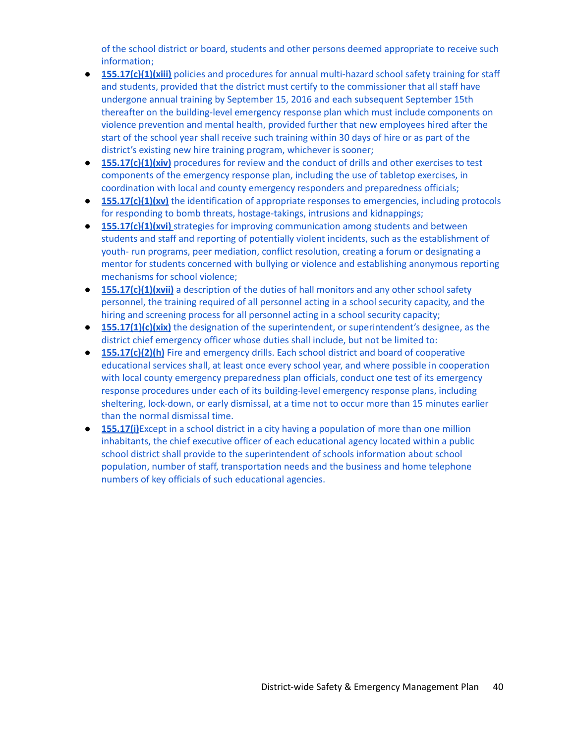of the school district or board, students and other persons deemed appropriate to receive such information;

- **155.17(c)(1)(xiii)** policies and procedures for annual multi-hazard school safety training for staff and students, provided that the district must certify to the commissioner that all staff have undergone annual training by September 15, 2016 and each subsequent September 15th thereafter on the building-level emergency response plan which must include components on violence prevention and mental health, provided further that new employees hired after the start of the school year shall receive such training within 30 days of hire or as part of the district's existing new hire training program, whichever is sooner;
- **155.17(c)(1)(xiv)** procedures for review and the conduct of drills and other exercises to test components of the emergency response plan, including the use of tabletop exercises, in coordination with local and county emergency responders and preparedness officials;
- **155.17(c)(1)(xv)** the identification of appropriate responses to emergencies, including protocols for responding to bomb threats, hostage-takings, intrusions and kidnappings;
- **155.17(c)(1)(xvi)** strategies for improving communication among students and between students and staff and reporting of potentially violent incidents, such as the establishment of youth- run programs, peer mediation, conflict resolution, creating a forum or designating a mentor for students concerned with bullying or violence and establishing anonymous reporting mechanisms for school violence;
- **155.17(c)(1)(xvii)** a description of the duties of hall monitors and any other school safety personnel, the training required of all personnel acting in a school security capacity, and the hiring and screening process for all personnel acting in a school security capacity;
- **155.17(1)(c)(xix)** the designation of the superintendent, or superintendent's designee, as the district chief emergency officer whose duties shall include, but not be limited to:
- **155.17(c)(2)(h)** Fire and emergency drills. Each school district and board of cooperative educational services shall, at least once every school year, and where possible in cooperation with local county emergency preparedness plan officials, conduct one test of its emergency response procedures under each of its building-level emergency response plans, including sheltering, lock-down, or early dismissal, at a time not to occur more than 15 minutes earlier than the normal dismissal time.
- **155.17(i)**Except in a school district in a city having a population of more than one million inhabitants, the chief executive officer of each educational agency located within a public school district shall provide to the superintendent of schools information about school population, number of staff, transportation needs and the business and home telephone numbers of key officials of such educational agencies.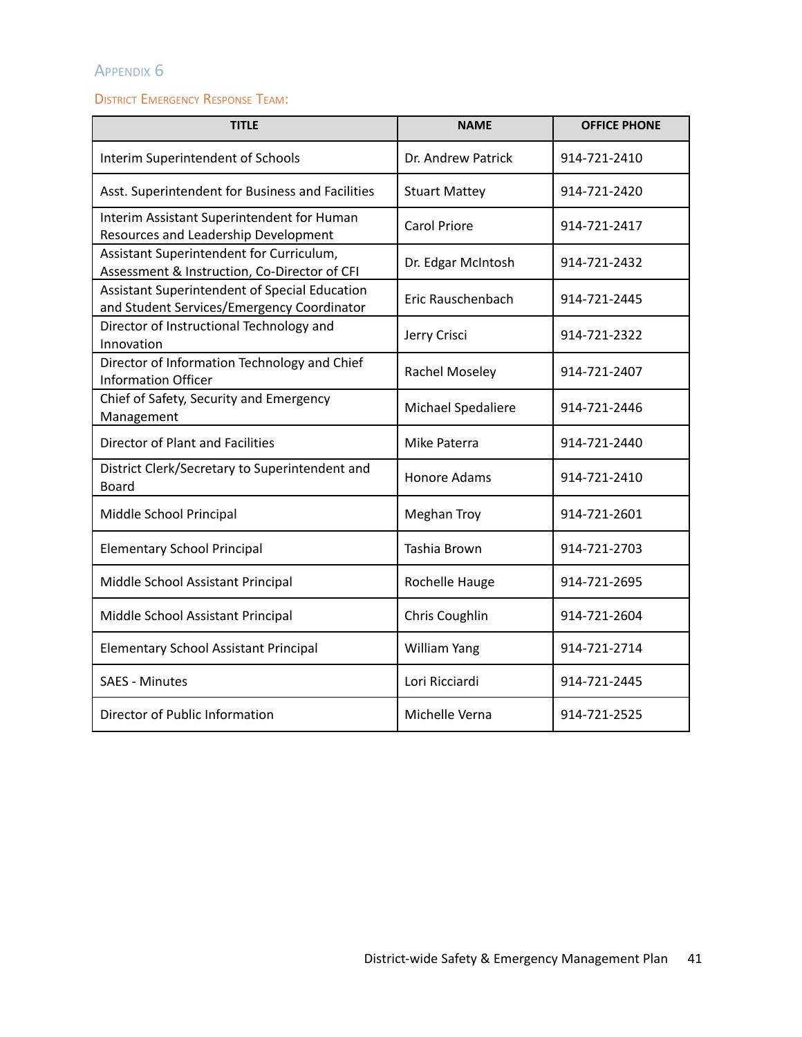## Appendix 6

### District Emergency Response Team:

| TITLE | NAME | OFFICE PHONE |
|---|---|---|
| Interim Superintendent of Schools | Dr. Andrew Patrick | 914-721-2410 |
| Asst. Superintendent for Business and Facilities | Stuart Mattey | 914-721-2420 |
| Interim Assistant Superintendent for Human Resources and Leadership Development | Carol Priore | 914-721-2417 |
| Assistant Superintendent for Curriculum, Assessment & Instruction, Co-Director of CFI | Dr. Edgar McIntosh | 914-721-2432 |
| Assistant Superintendent of Special Education and Student Services/Emergency Coordinator | Eric Rauschenbach | 914-721-2445 |
| Director of Instructional Technology and Innovation | Jerry Crisci | 914-721-2322 |
| Director of Information Technology and Chief Information Officer | Rachel Moseley | 914-721-2407 |
| Chief of Safety, Security and Emergency Management | Michael Spedaliere | 914-721-2446 |
| Director of Plant and Facilities | Mike Paterra | 914-721-2440 |
| District Clerk/Secretary to Superintendent and Board | Honore Adams | 914-721-2410 |
| Middle School Principal | Meghan Troy | 914-721-2601 |
| Elementary School Principal | Tashia Brown | 914-721-2703 |
| Middle School Assistant Principal | Rochelle Hauge | 914-721-2695 |
| Middle School Assistant Principal | Chris Coughlin | 914-721-2604 |
| Elementary School Assistant Principal | William Yang | 914-721-2714 |
| SAES - Minutes | Lori Ricciardi | 914-721-2445 |
| Director of Public Information | Michelle Verna | 914-721-2525 |